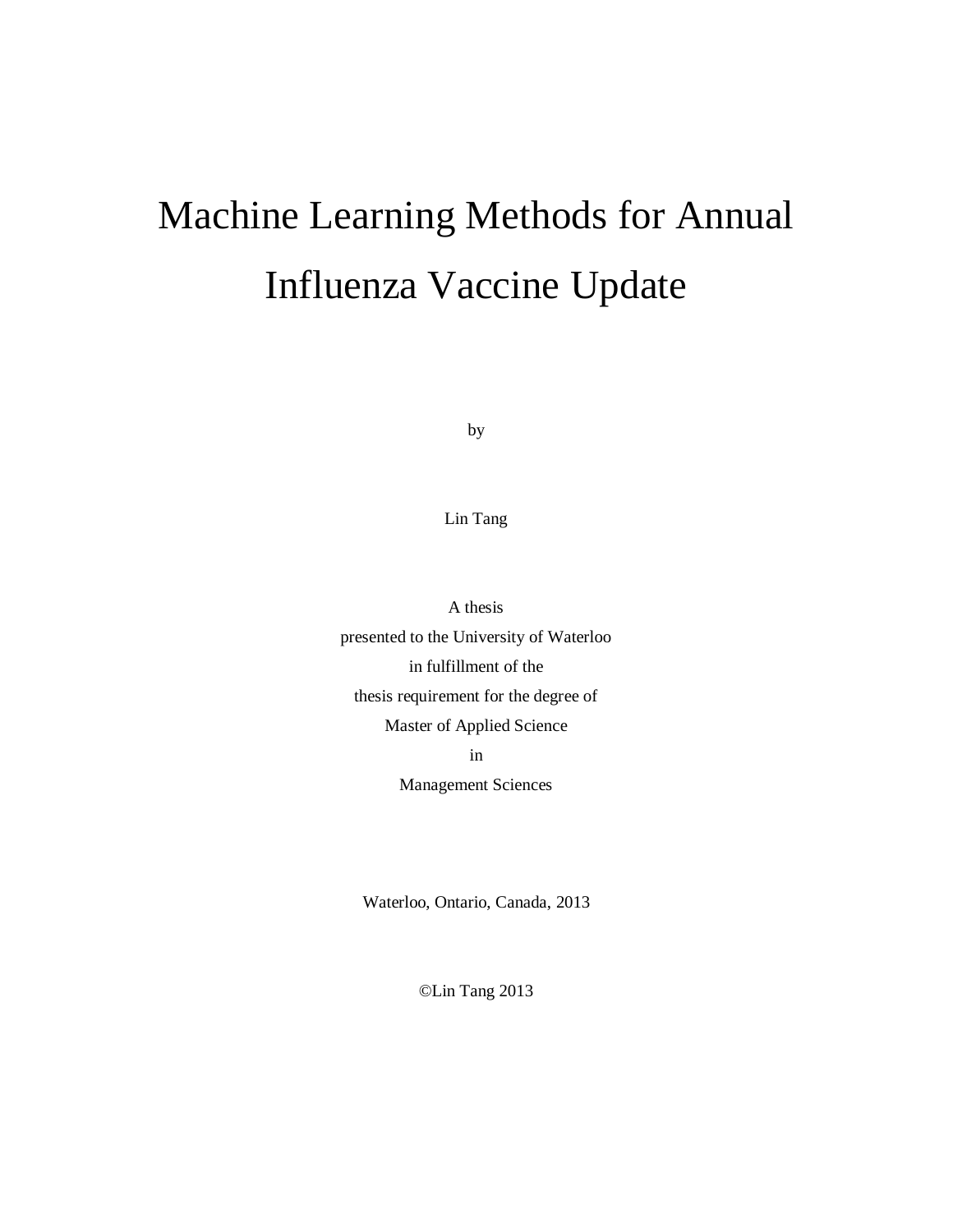# Machine Learning Methods for Annual Influenza Vaccine Update

by

Lin Tang

A thesis
presented to the University of Waterloo
in fulfillment of the
thesis requirement for the degree of
Master of Applied Science
in
Management Sciences

Waterloo, Ontario, Canada, 2013

©Lin Tang 2013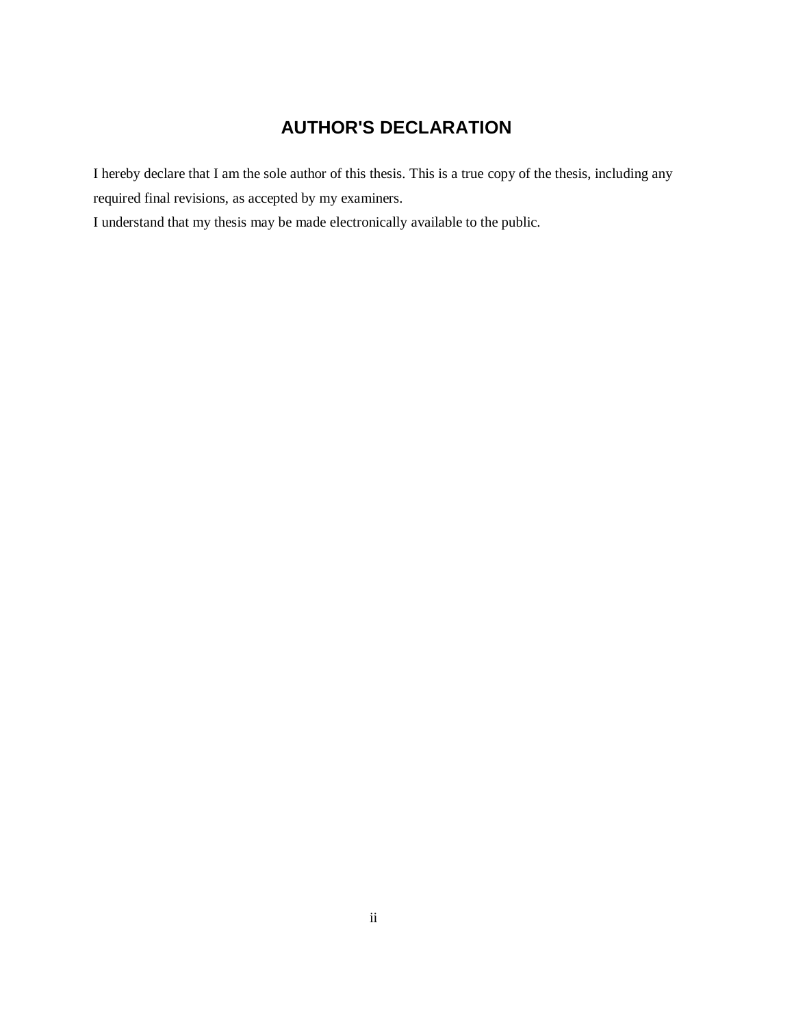# AUTHOR'S DECLARATION

I hereby declare that I am the sole author of this thesis. This is a true copy of the thesis, including any required final revisions, as accepted by my examiners.

I understand that my thesis may be made electronically available to the public.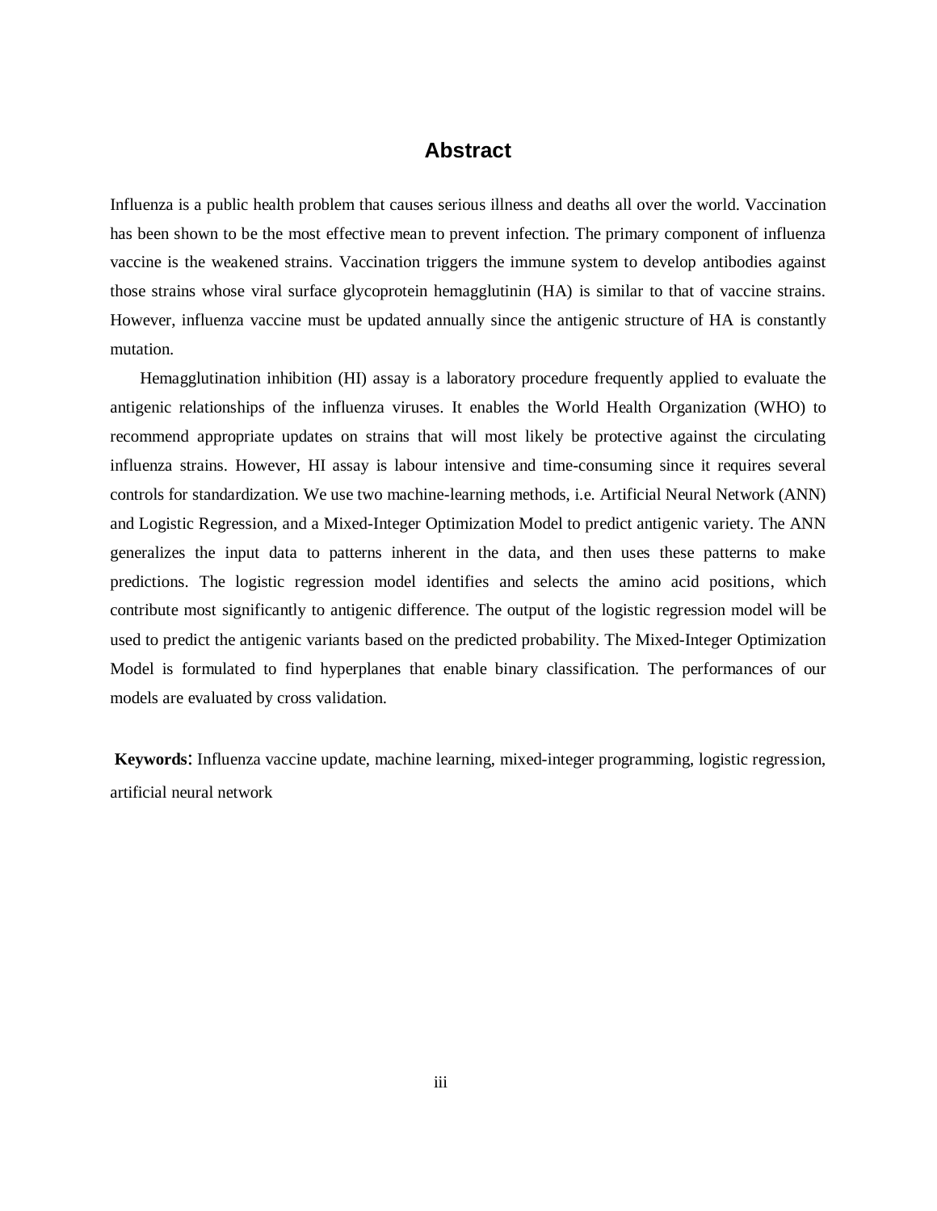# Abstract

Influenza is a public health problem that causes serious illness and deaths all over the world. Vaccination has been shown to be the most effective mean to prevent infection. The primary component of influenza vaccine is the weakened strains. Vaccination triggers the immune system to develop antibodies against those strains whose viral surface glycoprotein hemagglutinin (HA) is similar to that of vaccine strains. However, influenza vaccine must be updated annually since the antigenic structure of HA is constantly mutation.

Hemagglutination inhibition (HI) assay is a laboratory procedure frequently applied to evaluate the antigenic relationships of the influenza viruses. It enables the World Health Organization (WHO) to recommend appropriate updates on strains that will most likely be protective against the circulating influenza strains. However, HI assay is labour intensive and time-consuming since it requires several controls for standardization. We use two machine-learning methods, i.e. Artificial Neural Network (ANN) and Logistic Regression, and a Mixed-Integer Optimization Model to predict antigenic variety. The ANN generalizes the input data to patterns inherent in the data, and then uses these patterns to make predictions. The logistic regression model identifies and selects the amino acid positions, which contribute most significantly to antigenic difference. The output of the logistic regression model will be used to predict the antigenic variants based on the predicted probability. The Mixed-Integer Optimization Model is formulated to find hyperplanes that enable binary classification. The performances of our models are evaluated by cross validation.

**Keywords**: Influenza vaccine update, machine learning, mixed-integer programming, logistic regression, artificial neural network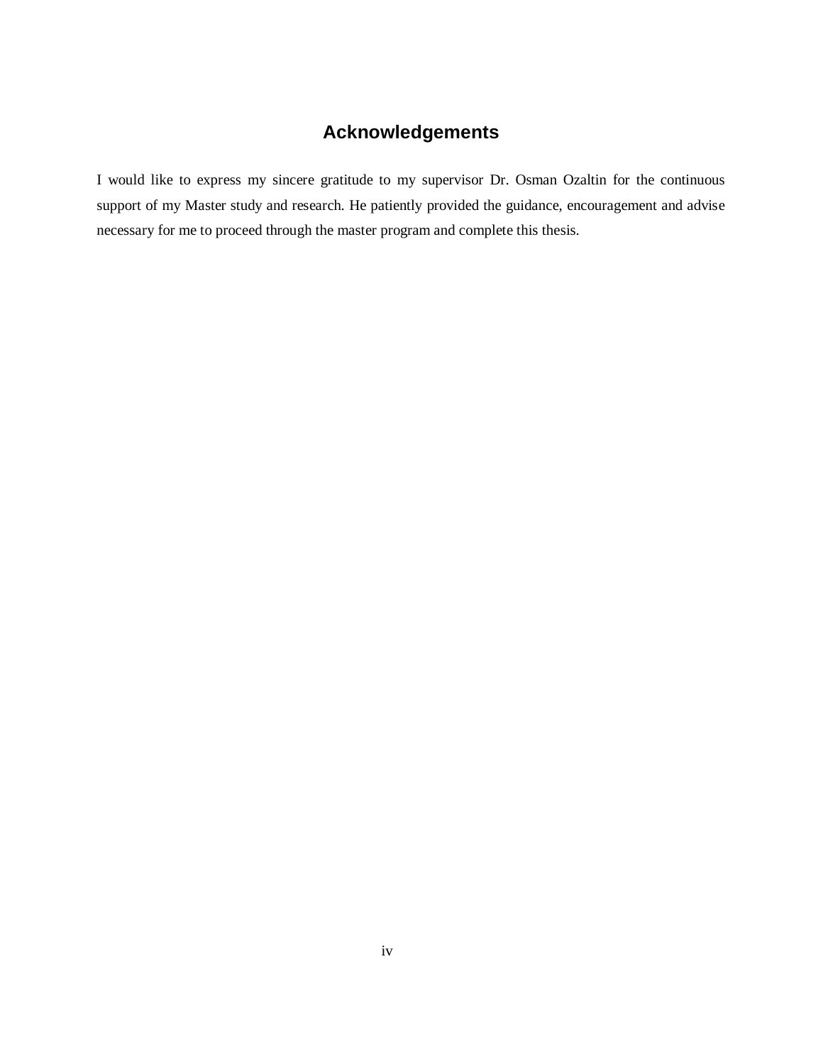# Acknowledgements

I would like to express my sincere gratitude to my supervisor Dr. Osman Ozaltin for the continuous support of my Master study and research. He patiently provided the guidance, encouragement and advise necessary for me to proceed through the master program and complete this thesis.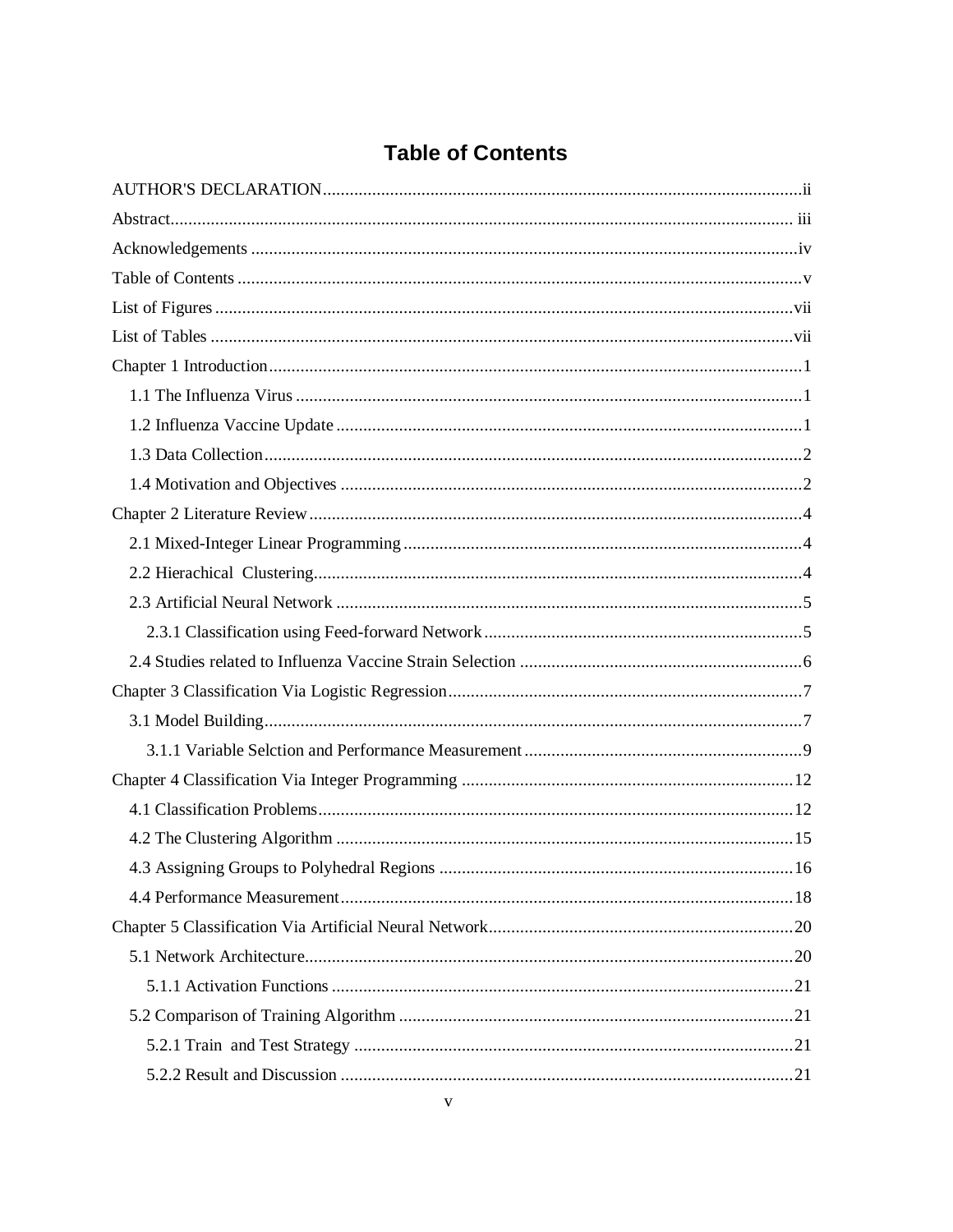# Table of Contents

AUTHOR'S DECLARATION .......... ii

Abstract .......... iii

Acknowledgements .......... iv

Table of Contents .......... v

List of Figures .......... vii

List of Tables .......... vii

Chapter 1 Introduction .......... 1

- 1.1 The Influenza Virus .......... 1
- 1.2 Influenza Vaccine Update .......... 1
- 1.3 Data Collection .......... 2
- 1.4 Motivation and Objectives .......... 2

Chapter 2 Literature Review .......... 4

- 2.1 Mixed-Integer Linear Programming .......... 4
- 2.2 Hierachical Clustering .......... 4
- 2.3 Artificial Neural Network .......... 5
  - 2.3.1 Classification using Feed-forward Network .......... 5
- 2.4 Studies related to Influenza Vaccine Strain Selection .......... 6

Chapter 3 Classification Via Logistic Regression .......... 7

- 3.1 Model Building .......... 7
  - 3.1.1 Variable Selction and Performance Measurement .......... 9

Chapter 4 Classification Via Integer Programming .......... 12

- 4.1 Classification Problems .......... 12
- 4.2 The Clustering Algorithm .......... 15
- 4.3 Assigning Groups to Polyhedral Regions .......... 16
- 4.4 Performance Measurement .......... 18

Chapter 5 Classification Via Artificial Neural Network .......... 20

- 5.1 Network Architecture .......... 20
  - 5.1.1 Activation Functions .......... 21
- 5.2 Comparison of Training Algorithm .......... 21
  - 5.2.1 Train and Test Strategy .......... 21
  - 5.2.2 Result and Discussion .......... 21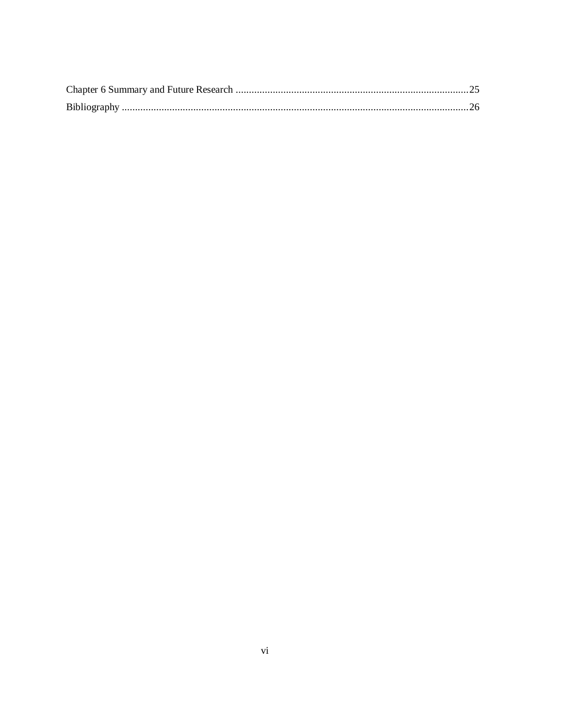Chapter 6 Summary and Future Research ........................................................................................25

Bibliography ....................................................................................................................................26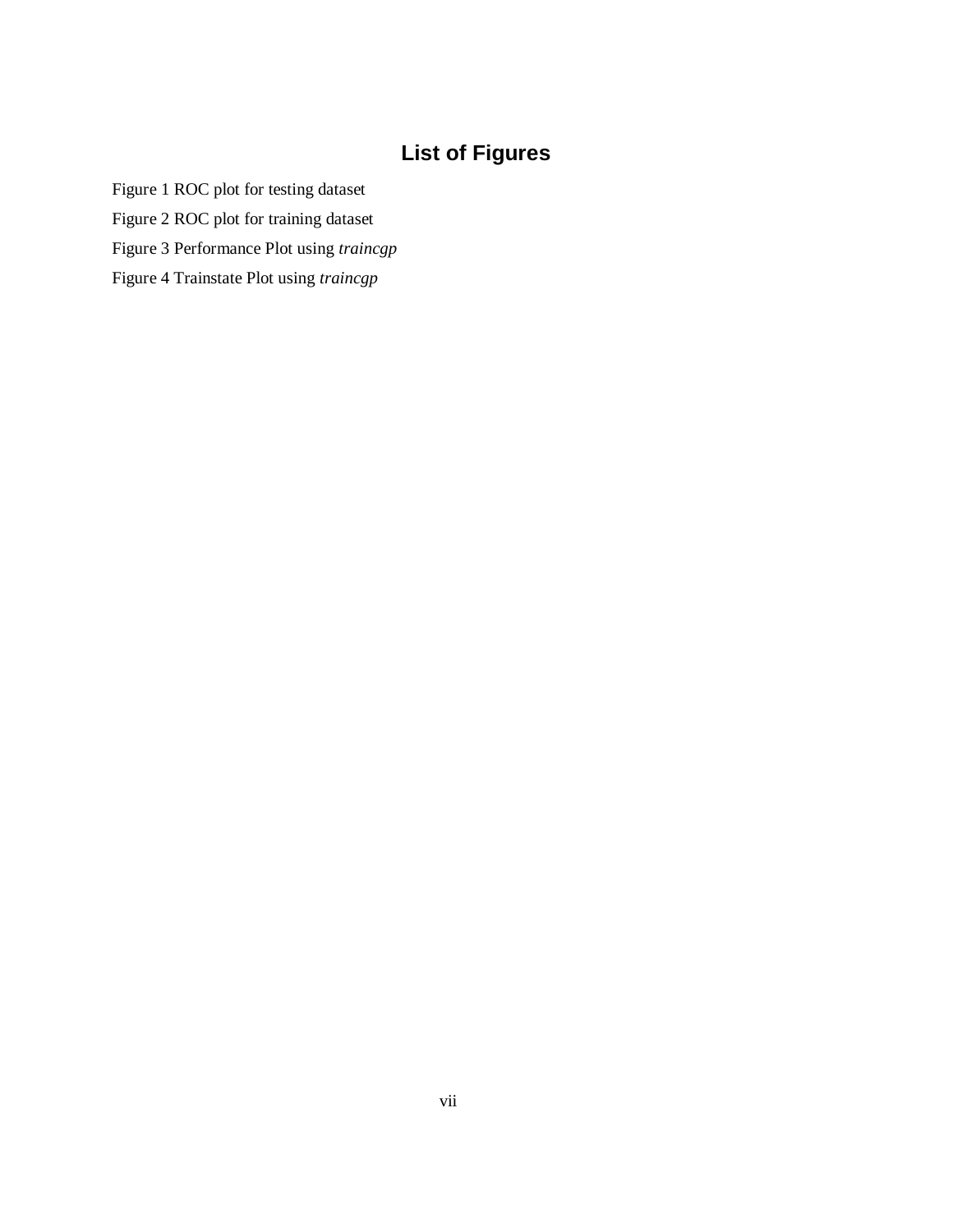# List of Figures

Figure 1 ROC plot for testing dataset

Figure 2 ROC plot for training dataset

Figure 3 Performance Plot using *traincgp*

Figure 4 Trainstate Plot using *traincgp*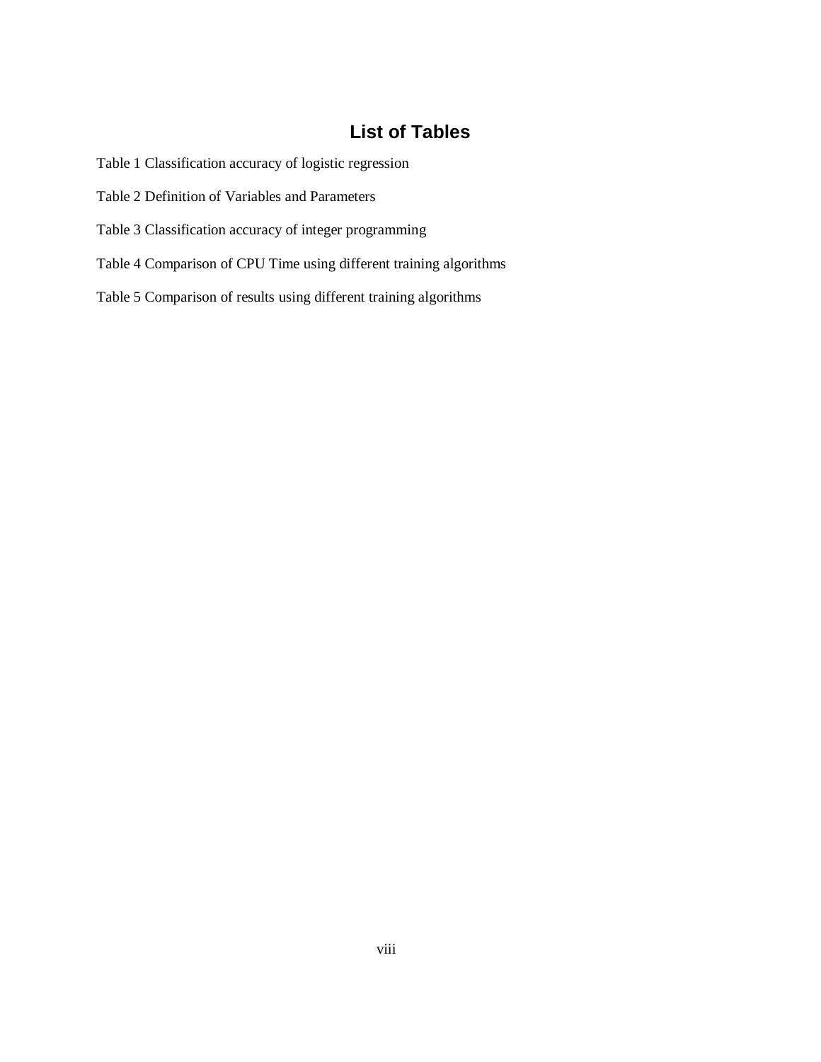# List of Tables

Table 1 Classification accuracy of logistic regression

Table 2 Definition of Variables and Parameters

Table 3 Classification accuracy of integer programming

Table 4 Comparison of CPU Time using different training algorithms

Table 5 Comparison of results using different training algorithms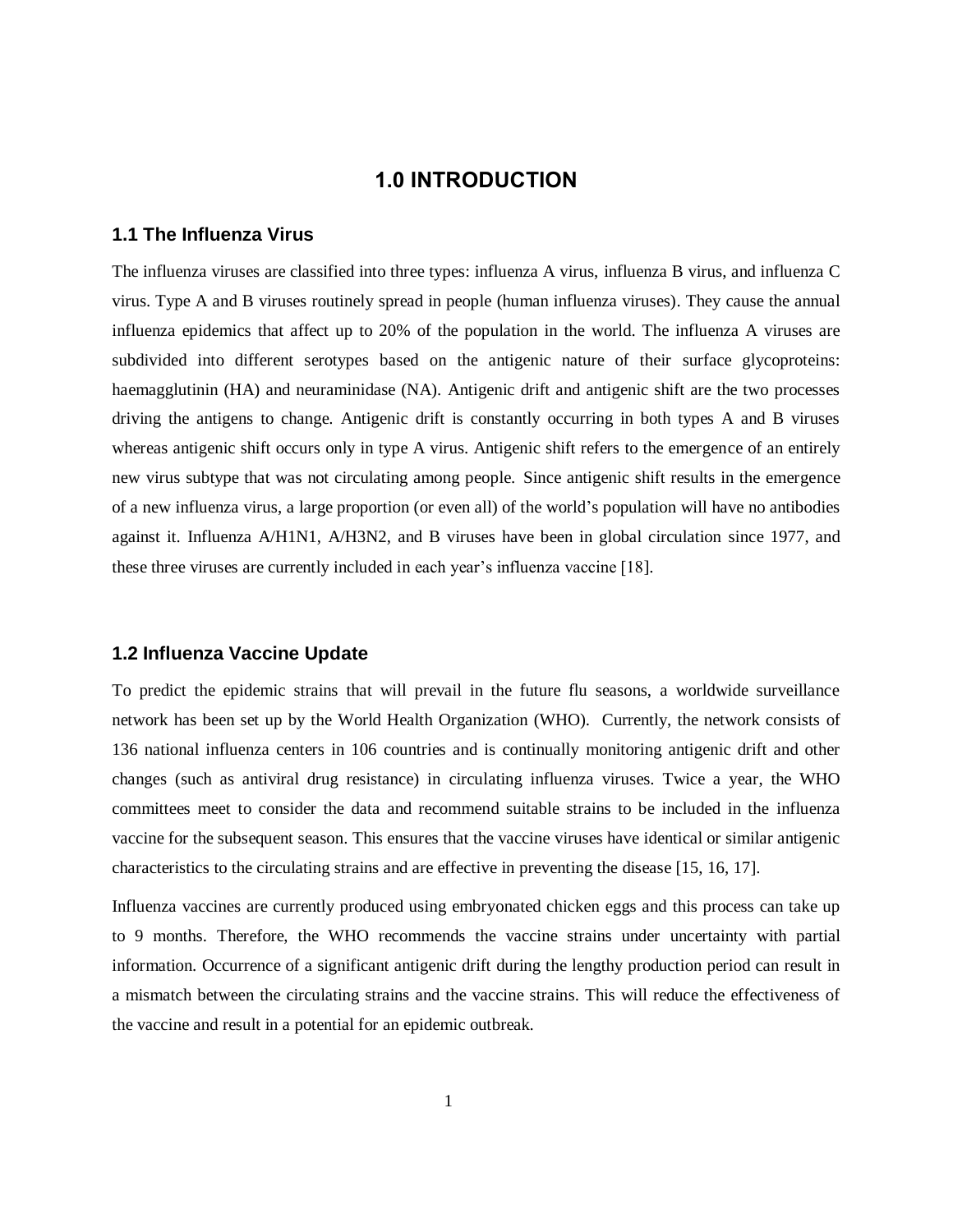# 1.0 INTRODUCTION

## 1.1 The Influenza Virus

The influenza viruses are classified into three types: influenza A virus, influenza B virus, and influenza C virus. Type A and B viruses routinely spread in people (human influenza viruses). They cause the annual influenza epidemics that affect up to 20% of the population in the world. The influenza A viruses are subdivided into different serotypes based on the antigenic nature of their surface glycoproteins: haemagglutinin (HA) and neuraminidase (NA). Antigenic drift and antigenic shift are the two processes driving the antigens to change. Antigenic drift is constantly occurring in both types A and B viruses whereas antigenic shift occurs only in type A virus. Antigenic shift refers to the emergence of an entirely new virus subtype that was not circulating among people. Since antigenic shift results in the emergence of a new influenza virus, a large proportion (or even all) of the world's population will have no antibodies against it. Influenza A/H1N1, A/H3N2, and B viruses have been in global circulation since 1977, and these three viruses are currently included in each year's influenza vaccine [18].

## 1.2 Influenza Vaccine Update

To predict the epidemic strains that will prevail in the future flu seasons, a worldwide surveillance network has been set up by the World Health Organization (WHO). Currently, the network consists of 136 national influenza centers in 106 countries and is continually monitoring antigenic drift and other changes (such as antiviral drug resistance) in circulating influenza viruses. Twice a year, the WHO committees meet to consider the data and recommend suitable strains to be included in the influenza vaccine for the subsequent season. This ensures that the vaccine viruses have identical or similar antigenic characteristics to the circulating strains and are effective in preventing the disease [15, 16, 17].

Influenza vaccines are currently produced using embryonated chicken eggs and this process can take up to 9 months. Therefore, the WHO recommends the vaccine strains under uncertainty with partial information. Occurrence of a significant antigenic drift during the lengthy production period can result in a mismatch between the circulating strains and the vaccine strains. This will reduce the effectiveness of the vaccine and result in a potential for an epidemic outbreak.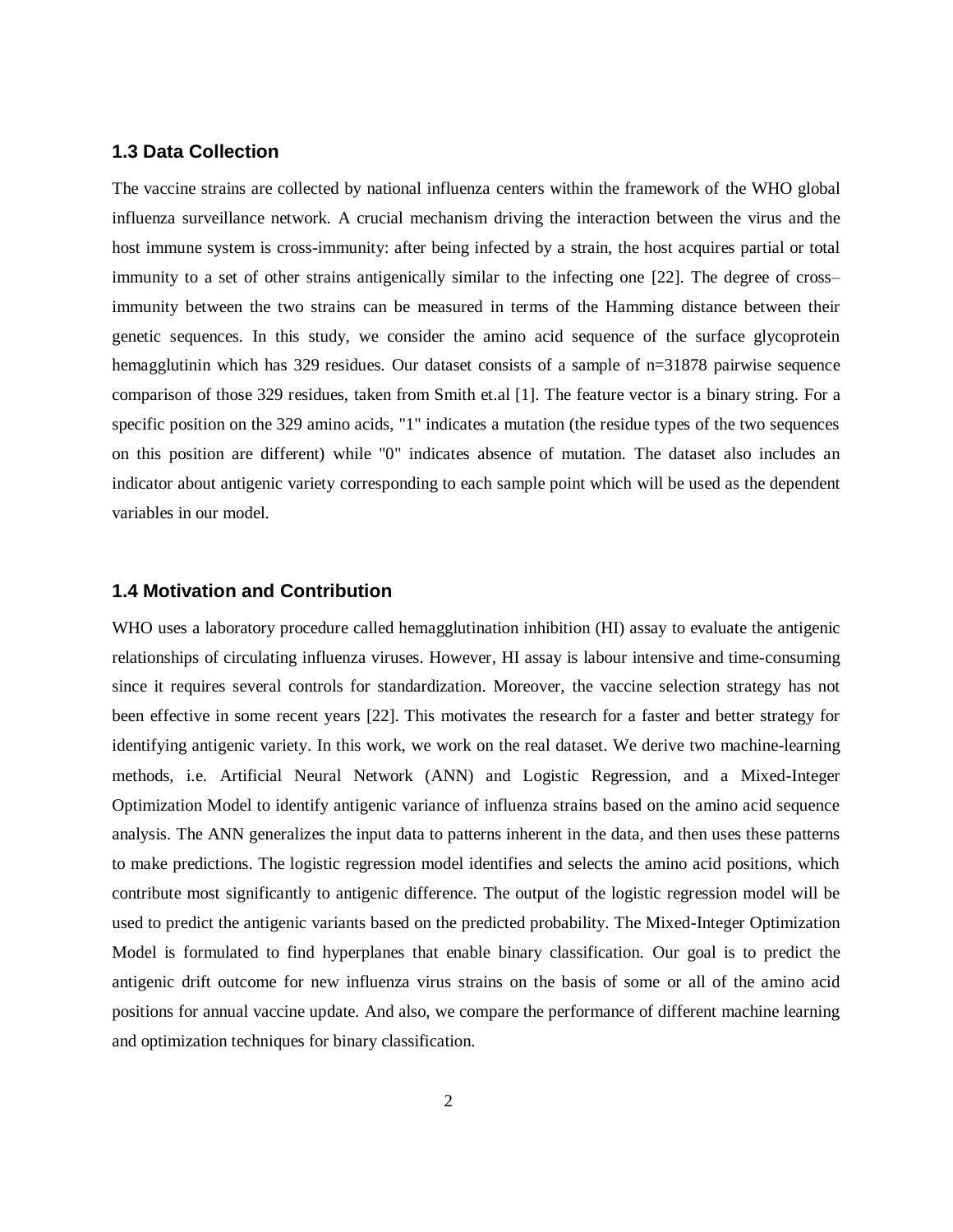### 1.3 Data Collection

The vaccine strains are collected by national influenza centers within the framework of the WHO global influenza surveillance network. A crucial mechanism driving the interaction between the virus and the host immune system is cross-immunity: after being infected by a strain, the host acquires partial or total immunity to a set of other strains antigenically similar to the infecting one [22]. The degree of cross–immunity between the two strains can be measured in terms of the Hamming distance between their genetic sequences. In this study, we consider the amino acid sequence of the surface glycoprotein hemagglutinin which has 329 residues. Our dataset consists of a sample of n=31878 pairwise sequence comparison of those 329 residues, taken from Smith et.al [1]. The feature vector is a binary string. For a specific position on the 329 amino acids, "1" indicates a mutation (the residue types of the two sequences on this position are different) while "0" indicates absence of mutation. The dataset also includes an indicator about antigenic variety corresponding to each sample point which will be used as the dependent variables in our model.

### 1.4 Motivation and Contribution

WHO uses a laboratory procedure called hemagglutination inhibition (HI) assay to evaluate the antigenic relationships of circulating influenza viruses. However, HI assay is labour intensive and time-consuming since it requires several controls for standardization. Moreover, the vaccine selection strategy has not been effective in some recent years [22]. This motivates the research for a faster and better strategy for identifying antigenic variety. In this work, we work on the real dataset. We derive two machine-learning methods, i.e. Artificial Neural Network (ANN) and Logistic Regression, and a Mixed-Integer Optimization Model to identify antigenic variance of influenza strains based on the amino acid sequence analysis. The ANN generalizes the input data to patterns inherent in the data, and then uses these patterns to make predictions. The logistic regression model identifies and selects the amino acid positions, which contribute most significantly to antigenic difference. The output of the logistic regression model will be used to predict the antigenic variants based on the predicted probability. The Mixed-Integer Optimization Model is formulated to find hyperplanes that enable binary classification. Our goal is to predict the antigenic drift outcome for new influenza virus strains on the basis of some or all of the amino acid positions for annual vaccine update. And also, we compare the performance of different machine learning and optimization techniques for binary classification.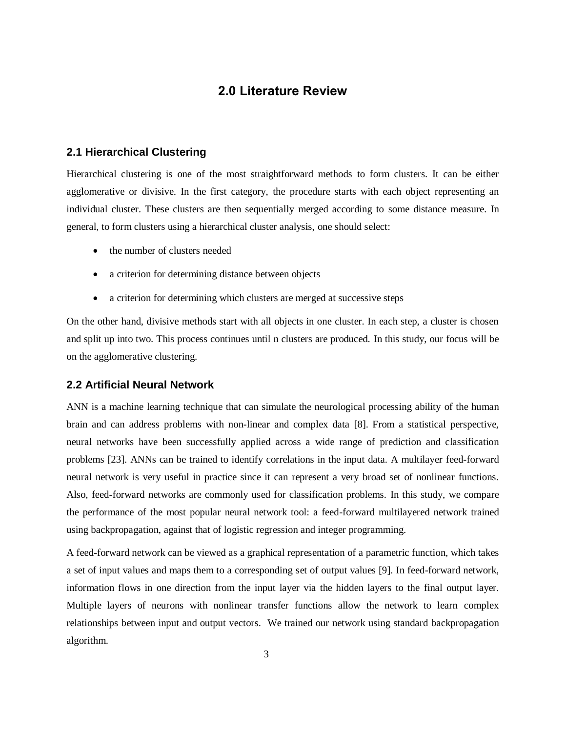# 2.0 Literature Review

## 2.1 Hierarchical Clustering

Hierarchical clustering is one of the most straightforward methods to form clusters. It can be either agglomerative or divisive. In the first category, the procedure starts with each object representing an individual cluster. These clusters are then sequentially merged according to some distance measure. In general, to form clusters using a hierarchical cluster analysis, one should select:

- the number of clusters needed
- a criterion for determining distance between objects
- a criterion for determining which clusters are merged at successive steps

On the other hand, divisive methods start with all objects in one cluster. In each step, a cluster is chosen and split up into two. This process continues until n clusters are produced. In this study, our focus will be on the agglomerative clustering.

## 2.2 Artificial Neural Network

ANN is a machine learning technique that can simulate the neurological processing ability of the human brain and can address problems with non-linear and complex data [8]. From a statistical perspective, neural networks have been successfully applied across a wide range of prediction and classification problems [23]. ANNs can be trained to identify correlations in the input data. A multilayer feed-forward neural network is very useful in practice since it can represent a very broad set of nonlinear functions. Also, feed-forward networks are commonly used for classification problems. In this study, we compare the performance of the most popular neural network tool: a feed-forward multilayered network trained using backpropagation, against that of logistic regression and integer programming.

A feed-forward network can be viewed as a graphical representation of a parametric function, which takes a set of input values and maps them to a corresponding set of output values [9]. In feed-forward network, information flows in one direction from the input layer via the hidden layers to the final output layer. Multiple layers of neurons with nonlinear transfer functions allow the network to learn complex relationships between input and output vectors. We trained our network using standard backpropagation algorithm.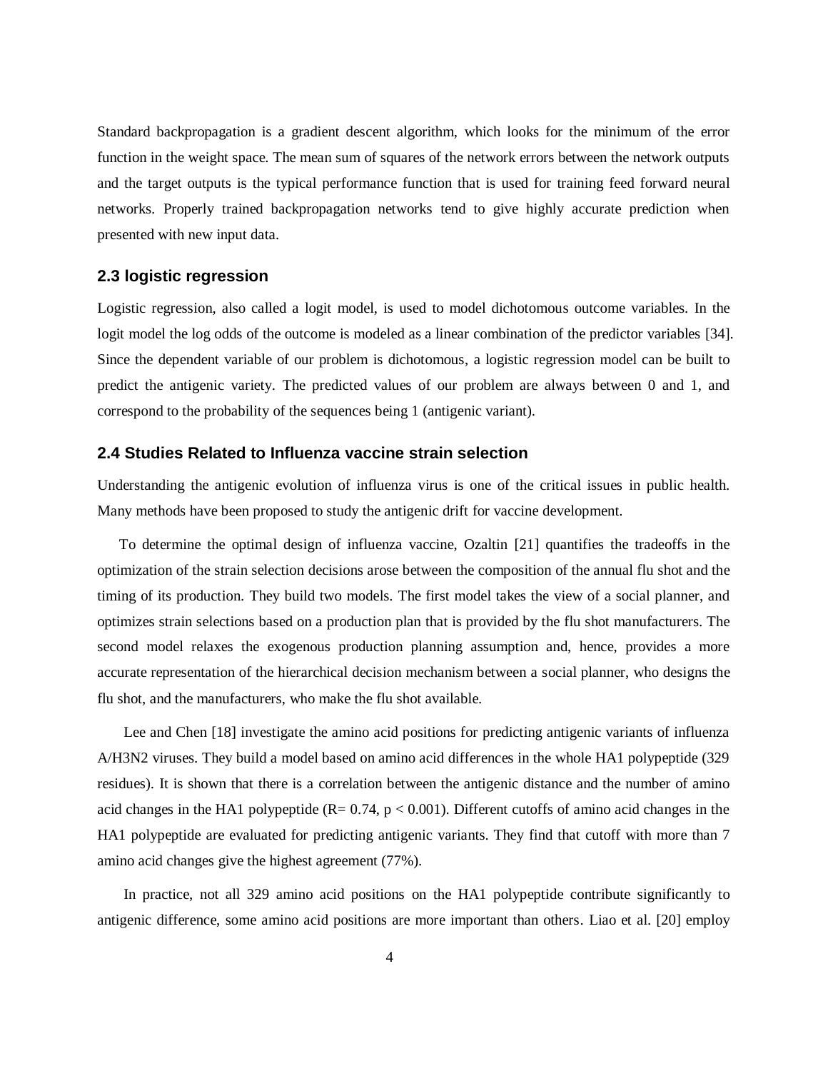Standard backpropagation is a gradient descent algorithm, which looks for the minimum of the error function in the weight space. The mean sum of squares of the network errors between the network outputs and the target outputs is the typical performance function that is used for training feed forward neural networks. Properly trained backpropagation networks tend to give highly accurate prediction when presented with new input data.

### 2.3 logistic regression

Logistic regression, also called a logit model, is used to model dichotomous outcome variables. In the logit model the log odds of the outcome is modeled as a linear combination of the predictor variables [34]. Since the dependent variable of our problem is dichotomous, a logistic regression model can be built to predict the antigenic variety. The predicted values of our problem are always between 0 and 1, and correspond to the probability of the sequences being 1 (antigenic variant).

### 2.4 Studies Related to Influenza vaccine strain selection

Understanding the antigenic evolution of influenza virus is one of the critical issues in public health. Many methods have been proposed to study the antigenic drift for vaccine development.

To determine the optimal design of influenza vaccine, Ozaltin [21] quantifies the tradeoffs in the optimization of the strain selection decisions arose between the composition of the annual flu shot and the timing of its production. They build two models. The first model takes the view of a social planner, and optimizes strain selections based on a production plan that is provided by the flu shot manufacturers. The second model relaxes the exogenous production planning assumption and, hence, provides a more accurate representation of the hierarchical decision mechanism between a social planner, who designs the flu shot, and the manufacturers, who make the flu shot available.

Lee and Chen [18] investigate the amino acid positions for predicting antigenic variants of influenza A/H3N2 viruses. They build a model based on amino acid differences in the whole HA1 polypeptide (329 residues). It is shown that there is a correlation between the antigenic distance and the number of amino acid changes in the HA1 polypeptide ($R = 0.74$, $p < 0.001$). Different cutoffs of amino acid changes in the HA1 polypeptide are evaluated for predicting antigenic variants. They find that cutoff with more than 7 amino acid changes give the highest agreement (77%).

In practice, not all 329 amino acid positions on the HA1 polypeptide contribute significantly to antigenic difference, some amino acid positions are more important than others. Liao et al. [20] employ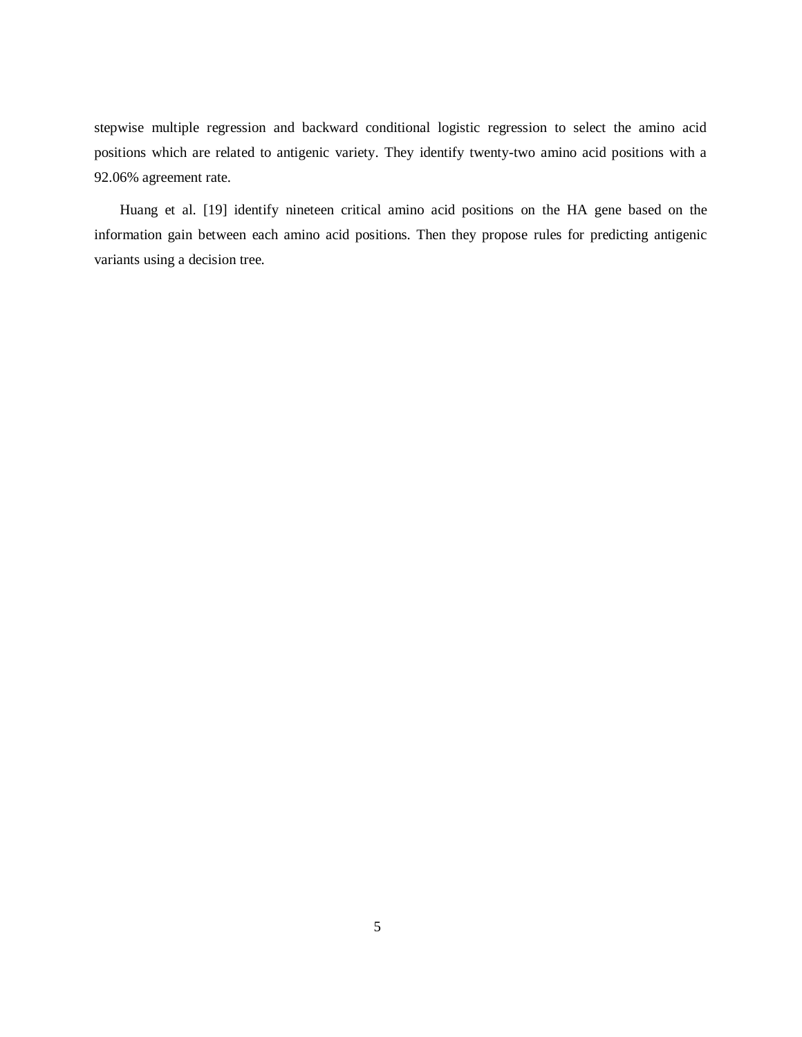stepwise multiple regression and backward conditional logistic regression to select the amino acid positions which are related to antigenic variety. They identify twenty-two amino acid positions with a 92.06% agreement rate.

Huang et al. [19] identify nineteen critical amino acid positions on the HA gene based on the information gain between each amino acid positions. Then they propose rules for predicting antigenic variants using a decision tree.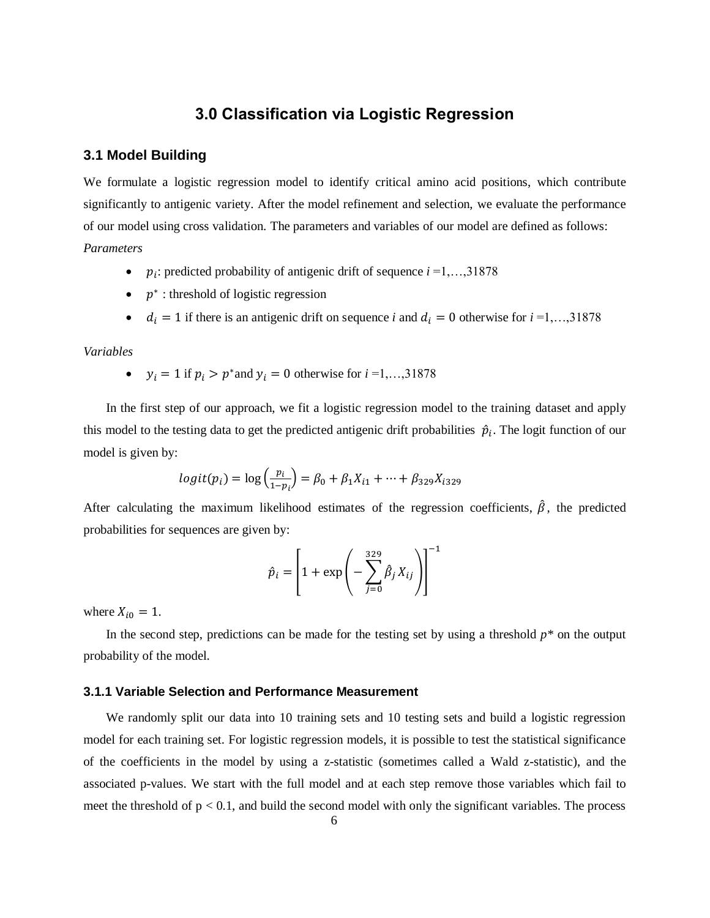# 3.0 Classification via Logistic Regression

## 3.1 Model Building

We formulate a logistic regression model to identify critical amino acid positions, which contribute significantly to antigenic variety. After the model refinement and selection, we evaluate the performance of our model using cross validation. The parameters and variables of our model are defined as follows:

*Parameters*

- $p_i$: predicted probability of antigenic drift of sequence $i$ =1,…,31878
- $p^*$ : threshold of logistic regression
- $d_i = 1$ if there is an antigenic drift on sequence $i$ and $d_i = 0$ otherwise for $i$ =1,…,31878

*Variables*

- $y_i = 1$ if $p_i > p^*$ and $y_i = 0$ otherwise for $i$ =1,…,31878

In the first step of our approach, we fit a logistic regression model to the training dataset and apply this model to the testing data to get the predicted antigenic drift probabilities $\hat{p}_i$. The logit function of our model is given by:

$$logit(p_i) = \log\left(\frac{p_i}{1-p_i}\right) = \beta_0 + \beta_1 X_{i1} + \cdots + \beta_{329} X_{i329}$$

After calculating the maximum likelihood estimates of the regression coefficients, $\hat{\beta}$, the predicted probabilities for sequences are given by:

$$\hat{p}_i = \left[1 + \exp\left(-\sum_{j=0}^{329} \hat{\beta}_j X_{ij}\right)\right]^{-1}$$

where $X_{i0} = 1$.

In the second step, predictions can be made for the testing set by using a threshold $p^*$ on the output probability of the model.

### 3.1.1 Variable Selection and Performance Measurement

We randomly split our data into 10 training sets and 10 testing sets and build a logistic regression model for each training set. For logistic regression models, it is possible to test the statistical significance of the coefficients in the model by using a z-statistic (sometimes called a Wald z-statistic), and the associated p-values. We start with the full model and at each step remove those variables which fail to meet the threshold of $p < 0.1$, and build the second model with only the significant variables. The process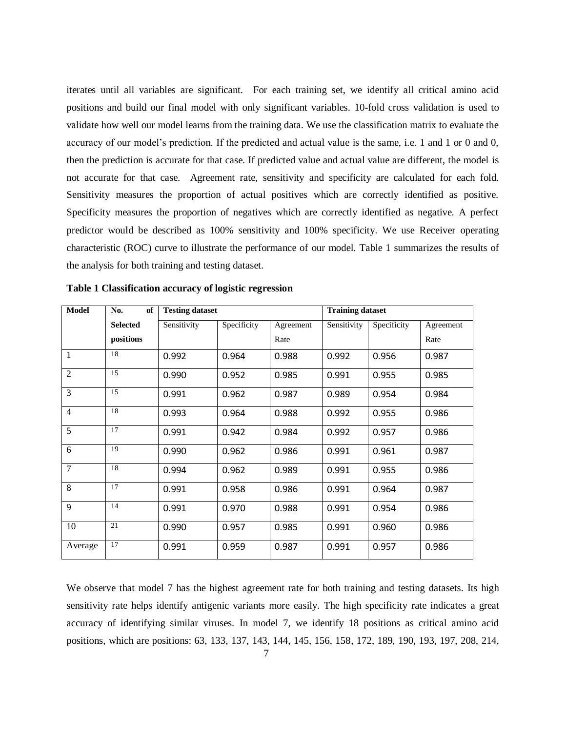iterates until all variables are significant. For each training set, we identify all critical amino acid positions and build our final model with only significant variables. 10-fold cross validation is used to validate how well our model learns from the training data. We use the classification matrix to evaluate the accuracy of our model's prediction. If the predicted and actual value is the same, i.e. 1 and 1 or 0 and 0, then the prediction is accurate for that case. If predicted value and actual value are different, the model is not accurate for that case. Agreement rate, sensitivity and specificity are calculated for each fold. Sensitivity measures the proportion of actual positives which are correctly identified as positive. Specificity measures the proportion of negatives which are correctly identified as negative. A perfect predictor would be described as 100% sensitivity and 100% specificity. We use Receiver operating characteristic (ROC) curve to illustrate the performance of our model. Table 1 summarizes the results of the analysis for both training and testing dataset.

**Table 1 Classification accuracy of logistic regression**

| Model | No. of Selected positions | Testing dataset | | | Training dataset | | |
|---|---|---|---|---|---|---|---|
| | | Sensitivity | Specificity | Agreement Rate | Sensitivity | Specificity | Agreement Rate |
| 1 | 18 | 0.992 | 0.964 | 0.988 | 0.992 | 0.956 | 0.987 |
| 2 | 15 | 0.990 | 0.952 | 0.985 | 0.991 | 0.955 | 0.985 |
| 3 | 15 | 0.991 | 0.962 | 0.987 | 0.989 | 0.954 | 0.984 |
| 4 | 18 | 0.993 | 0.964 | 0.988 | 0.992 | 0.955 | 0.986 |
| 5 | 17 | 0.991 | 0.942 | 0.984 | 0.992 | 0.957 | 0.986 |
| 6 | 19 | 0.990 | 0.962 | 0.986 | 0.991 | 0.961 | 0.987 |
| 7 | 18 | 0.994 | 0.962 | 0.989 | 0.991 | 0.955 | 0.986 |
| 8 | 17 | 0.991 | 0.958 | 0.986 | 0.991 | 0.964 | 0.987 |
| 9 | 14 | 0.991 | 0.970 | 0.988 | 0.991 | 0.954 | 0.986 |
| 10 | 21 | 0.990 | 0.957 | 0.985 | 0.991 | 0.960 | 0.986 |
| Average | 17 | 0.991 | 0.959 | 0.987 | 0.991 | 0.957 | 0.986 |

We observe that model 7 has the highest agreement rate for both training and testing datasets. Its high sensitivity rate helps identify antigenic variants more easily. The high specificity rate indicates a great accuracy of identifying similar viruses. In model 7, we identify 18 positions as critical amino acid positions, which are positions: 63, 133, 137, 143, 144, 145, 156, 158, 172, 189, 190, 193, 197, 208, 214,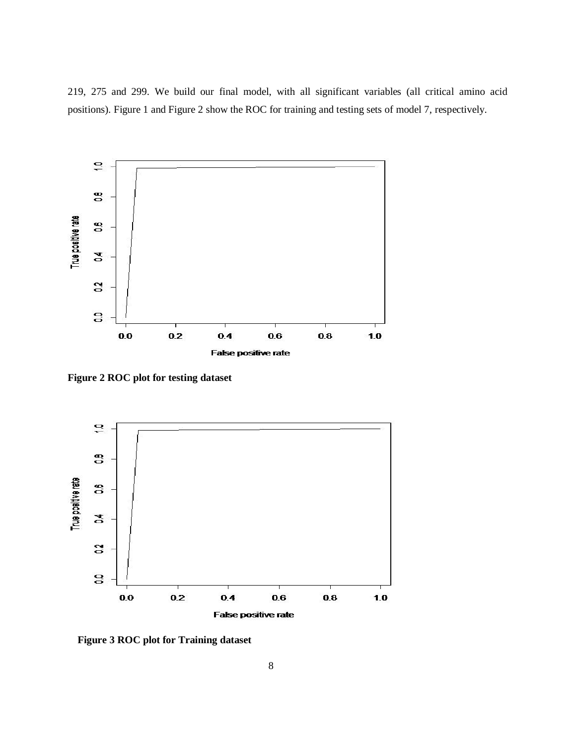219, 275 and 299. We build our final model, with all significant variables (all critical amino acid positions). Figure 1 and Figure 2 show the ROC for training and testing sets of model 7, respectively.

**Figure 2 ROC plot for testing dataset**

**Figure 3 ROC plot for Training dataset**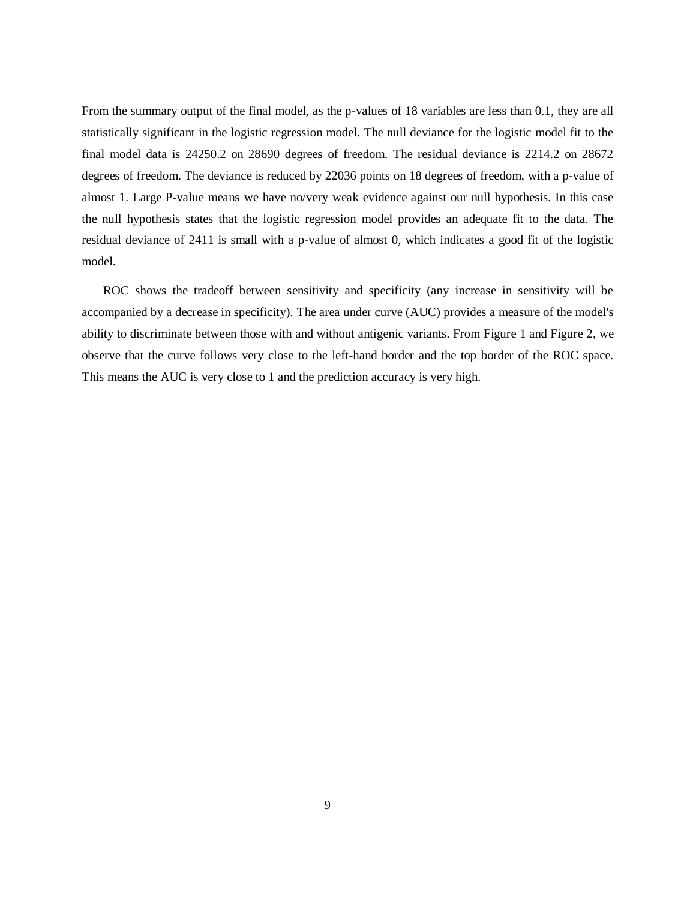From the summary output of the final model, as the p-values of 18 variables are less than 0.1, they are all statistically significant in the logistic regression model. The null deviance for the logistic model fit to the final model data is 24250.2 on 28690 degrees of freedom. The residual deviance is 2214.2 on 28672 degrees of freedom. The deviance is reduced by 22036 points on 18 degrees of freedom, with a p-value of almost 1. Large P-value means we have no/very weak evidence against our null hypothesis. In this case the null hypothesis states that the logistic regression model provides an adequate fit to the data. The residual deviance of 2411 is small with a p-value of almost 0, which indicates a good fit of the logistic model.

ROC shows the tradeoff between sensitivity and specificity (any increase in sensitivity will be accompanied by a decrease in specificity). The area under curve (AUC) provides a measure of the model's ability to discriminate between those with and without antigenic variants. From Figure 1 and Figure 2, we observe that the curve follows very close to the left-hand border and the top border of the ROC space. This means the AUC is very close to 1 and the prediction accuracy is very high.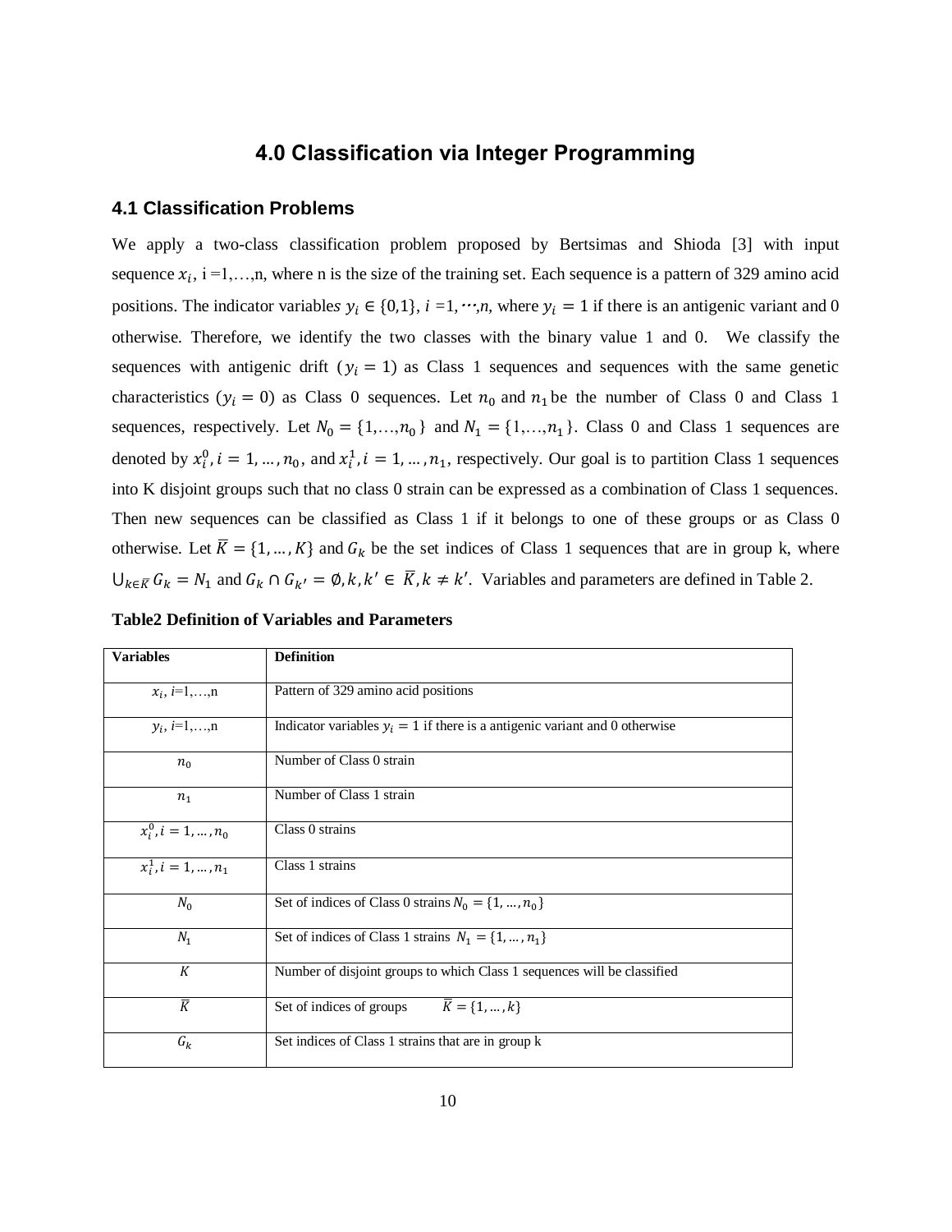# 4.0 Classification via Integer Programming

## 4.1 Classification Problems

We apply a two-class classification problem proposed by Bertsimas and Shioda [3] with input sequence $x_i$, i =1,…,n, where n is the size of the training set. Each sequence is a pattern of 329 amino acid positions. The indicator variables $y_i \in \{0,1\}$, $i$ =1,⋯,$n$, where $y_i = 1$ if there is an antigenic variant and 0 otherwise. Therefore, we identify the two classes with the binary value 1 and 0. We classify the sequences with antigenic drift ($y_i = 1$) as Class 1 sequences and sequences with the same genetic characteristics ($y_i = 0$) as Class 0 sequences. Let $n_0$ and $n_1$ be the number of Class 0 and Class 1 sequences, respectively. Let $N_0 = \{1,\ldots,n_0\}$ and $N_1 = \{1,\ldots,n_1\}$. Class 0 and Class 1 sequences are denoted by $x_i^0, i = 1, \ldots, n_0$, and $x_i^1, i = 1, \ldots, n_1$, respectively. Our goal is to partition Class 1 sequences into K disjoint groups such that no class 0 strain can be expressed as a combination of Class 1 sequences. Then new sequences can be classified as Class 1 if it belongs to one of these groups or as Class 0 otherwise. Let $\overline{K} = \{1, \ldots, K\}$ and $G_k$ be the set indices of Class 1 sequences that are in group k, where $\bigcup_{k \in \overline{K}} G_k = N_1$ and $G_k \cap G_{k'} = \emptyset, k, k' \in \overline{K}, k \neq k'$. Variables and parameters are defined in Table 2.

**Table2 Definition of Variables and Parameters**

| Variables | Definition |
|---|---|
| $x_i$, $i$=1,…,n | Pattern of 329 amino acid positions |
| $y_i$, $i$=1,…,n | Indicator variables $y_i = 1$ if there is a antigenic variant and 0 otherwise |
| $n_0$ | Number of Class 0 strain |
| $n_1$ | Number of Class 1 strain |
| $x_i^0, i = 1, \ldots, n_0$ | Class 0 strains |
| $x_i^1, i = 1, \ldots, n_1$ | Class 1 strains |
| $N_0$ | Set of indices of Class 0 strains $N_0 = \{1, \ldots, n_0\}$ |
| $N_1$ | Set of indices of Class 1 strains $N_1 = \{1, \ldots, n_1\}$ |
| $K$ | Number of disjoint groups to which Class 1 sequences will be classified |
| $\overline{K}$ | Set of indices of groups $\overline{K} = \{1, \ldots, k\}$ |
| $G_k$ | Set indices of Class 1 strains that are in group k |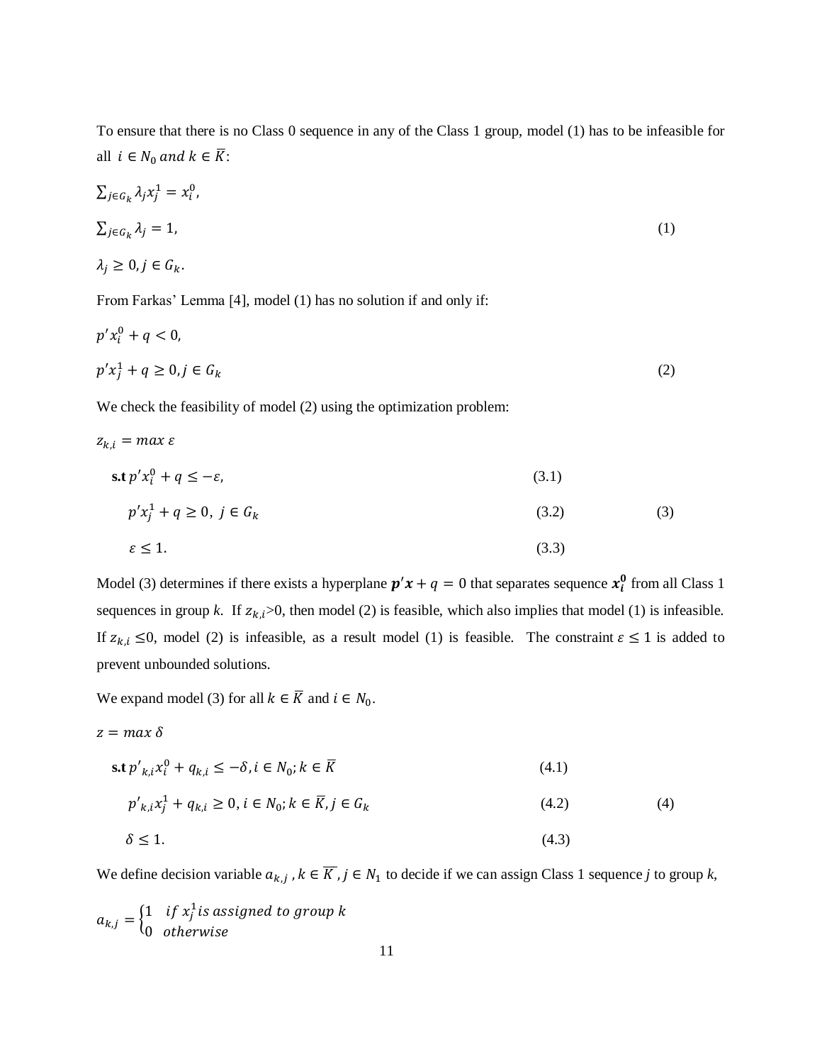To ensure that there is no Class 0 sequence in any of the Class 1 group, model (1) has to be infeasible for all $i \in N_0 \; and \; k \in \bar{K}$:

$$\sum_{j \in G_k} \lambda_j x_j^1 = x_i^0,$$

$$\sum_{j \in G_k} \lambda_j = 1, \tag{1}$$

$$\lambda_j \geq 0, j \in G_k.$$

From Farkas' Lemma [4], model (1) has no solution if and only if:

$$p' x_i^0 + q < 0,$$

$$p' x_j^1 + q \geq 0, j \in G_k \tag{2}$$

We check the feasibility of model (2) using the optimization problem:

$$z_{k,i} = max \; \varepsilon$$

$$\textbf{s.t} \; p' x_i^0 + q \leq -\varepsilon, \tag{3.1}$$

$$p' x_j^1 + q \geq 0, \; j \in G_k \tag{3.2}$$

$$\varepsilon \leq 1. \tag{3.3}$$

(3)

Model (3) determines if there exists a hyperplane $\boldsymbol{p'x} + q = 0$ that separates sequence $\boldsymbol{x_i^0}$ from all Class 1 sequences in group *k*. If $z_{k,i} > 0$, then model (2) is feasible, which also implies that model (1) is infeasible. If $z_{k,i} \leq 0$, model (2) is infeasible, as a result model (1) is feasible. The constraint $\varepsilon \leq 1$ is added to prevent unbounded solutions.

We expand model (3) for all $k \in \bar{K}$ and $i \in N_0$.

$$z = max \; \delta$$

$$\textbf{s.t} \; p'_{k,i} x_i^0 + q_{k,i} \leq -\delta, i \in N_0; k \in \bar{K} \tag{4.1}$$

$$p'_{k,i} x_j^1 + q_{k,i} \geq 0, i \in N_0; k \in \bar{K}, j \in G_k \tag{4.2}$$

$$\delta \leq 1. \tag{4.3}$$

(4)

We define decision variable $a_{k,j}$, $k \in \bar{K}$, $j \in N_1$ to decide if we can assign Class 1 sequence *j* to group *k*,

$$a_{k,j} = \begin{cases} 1 & if \; x_j^1 is \; assigned \; to \; group \; k \\ 0 & otherwise \end{cases}$$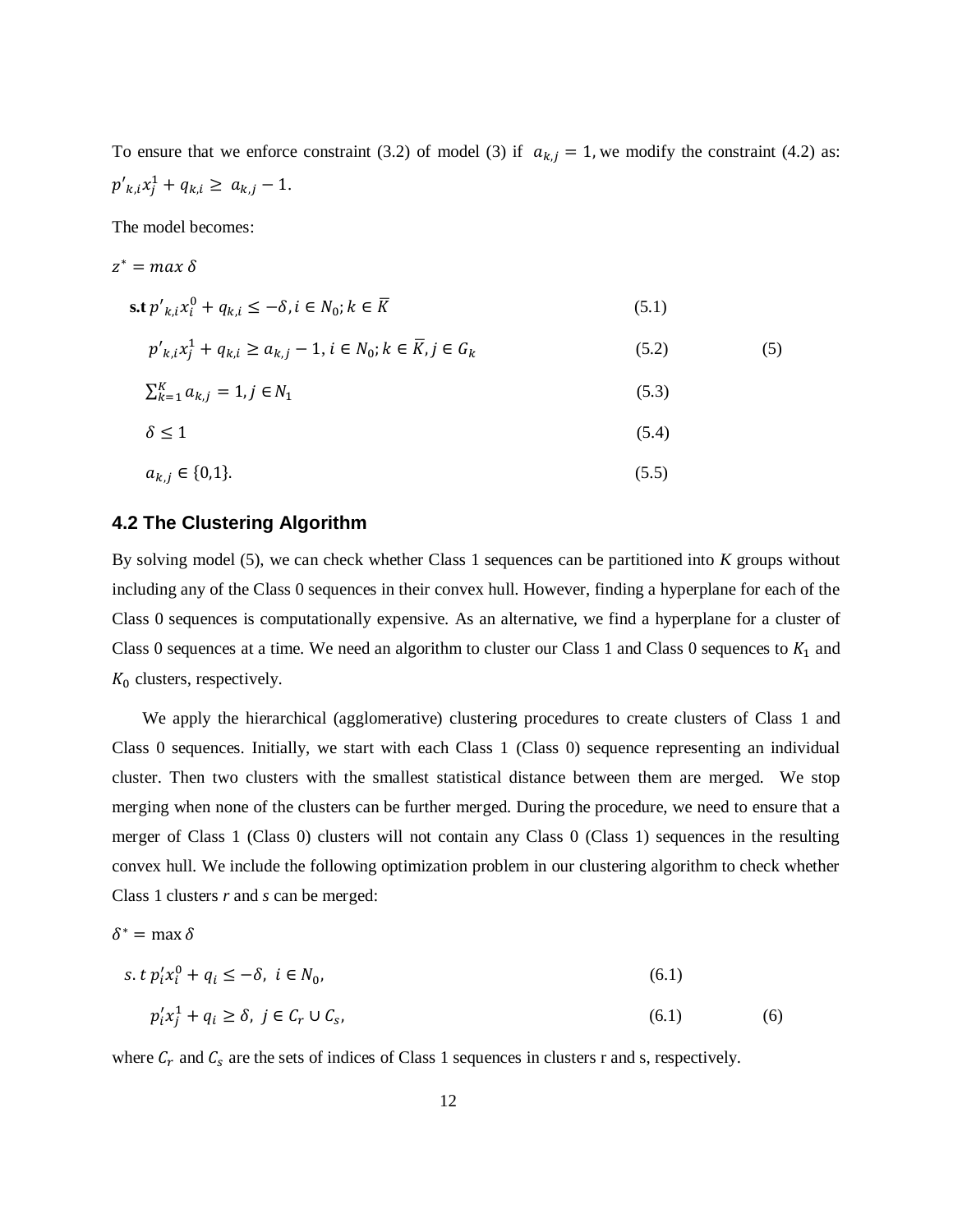To ensure that we enforce constraint (3.2) of model (3) if $a_{k,j} = 1$, we modify the constraint (4.2) as: $p'_{k,i}x_j^1 + q_{k,i} \geq a_{k,j} - 1$.

The model becomes:

$$
\begin{aligned}
& z^* = max\ \delta \\
& \textbf{s.t}\ p'_{k,i}x_i^0 + q_{k,i} \leq -\delta, i \in N_0; k \in \bar{K} && (5.1) \\
& p'_{k,i}x_j^1 + q_{k,i} \geq a_{k,j} - 1, i \in N_0; k \in \bar{K}, j \in G_k && (5.2) \qquad (5) \\
& \textstyle\sum_{k=1}^{K} a_{k,j} = 1, j \in N_1 && (5.3) \\
& \delta \leq 1 && (5.4) \\
& a_{k,j} \in \{0,1\}. && (5.5)
\end{aligned}
$$

## 4.2 The Clustering Algorithm

By solving model (5), we can check whether Class 1 sequences can be partitioned into *K* groups without including any of the Class 0 sequences in their convex hull. However, finding a hyperplane for each of the Class 0 sequences is computationally expensive. As an alternative, we find a hyperplane for a cluster of Class 0 sequences at a time. We need an algorithm to cluster our Class 1 and Class 0 sequences to $K_1$ and $K_0$ clusters, respectively.

We apply the hierarchical (agglomerative) clustering procedures to create clusters of Class 1 and Class 0 sequences. Initially, we start with each Class 1 (Class 0) sequence representing an individual cluster. Then two clusters with the smallest statistical distance between them are merged. We stop merging when none of the clusters can be further merged. During the procedure, we need to ensure that a merger of Class 1 (Class 0) clusters will not contain any Class 0 (Class 1) sequences in the resulting convex hull. We include the following optimization problem in our clustering algorithm to check whether Class 1 clusters *r* and *s* can be merged:

$$
\begin{aligned}
& \delta^* = \max \delta \\
& s.t\ p_i'x_i^0 + q_i \leq -\delta,\ i \in N_0, && (6.1) \\
& p_i'x_j^1 + q_i \geq \delta,\ j \in C_r \cup C_s, && (6.1) \qquad (6)
\end{aligned}
$$

where $C_r$ and $C_s$ are the sets of indices of Class 1 sequences in clusters r and s, respectively.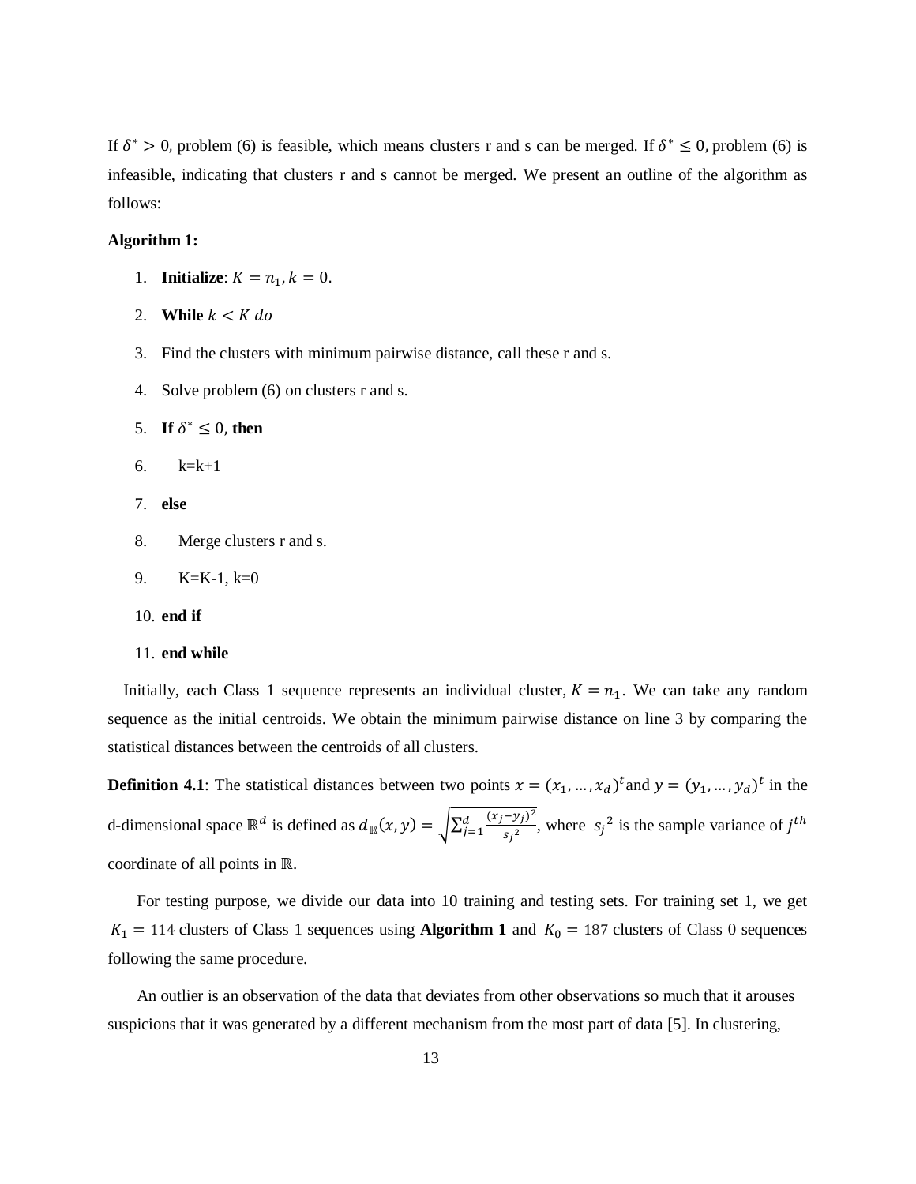If $\delta^* > 0$, problem (6) is feasible, which means clusters r and s can be merged. If $\delta^* \leq 0$, problem (6) is infeasible, indicating that clusters r and s cannot be merged. We present an outline of the algorithm as follows:

**Algorithm 1:**

1. **Initialize**: $K = n_1, k = 0$.
2. **While** $k < K$ *do*
3. Find the clusters with minimum pairwise distance, call these r and s.
4. Solve problem (6) on clusters r and s.
5. **If** $\delta^* \leq 0$, **then**
6. &nbsp;&nbsp;&nbsp;&nbsp;k=k+1
7. **else**
8. &nbsp;&nbsp;&nbsp;&nbsp;Merge clusters r and s.
9. &nbsp;&nbsp;&nbsp;&nbsp;K=K-1, k=0
10. **end if**
11. **end while**

Initially, each Class 1 sequence represents an individual cluster, $K = n_1$. We can take any random sequence as the initial centroids. We obtain the minimum pairwise distance on line 3 by comparing the statistical distances between the centroids of all clusters.

**Definition 4.1**: The statistical distances between two points $x = (x_1, \ldots, x_d)^t$ and $y = (y_1, \ldots, y_d)^t$ in the d-dimensional space $\mathbb{R}^d$ is defined as $d_{\mathbb{R}}(x, y) = \sqrt{\sum_{j=1}^{d} \frac{(x_j - y_j)^2}{s_j^2}}$, where $s_j^2$ is the sample variance of $j^{th}$ coordinate of all points in $\mathbb{R}$.

For testing purpose, we divide our data into 10 training and testing sets. For training set 1, we get $K_1 = 114$ clusters of Class 1 sequences using **Algorithm 1** and $K_0 = 187$ clusters of Class 0 sequences following the same procedure.

An outlier is an observation of the data that deviates from other observations so much that it arouses suspicions that it was generated by a different mechanism from the most part of data [5]. In clustering,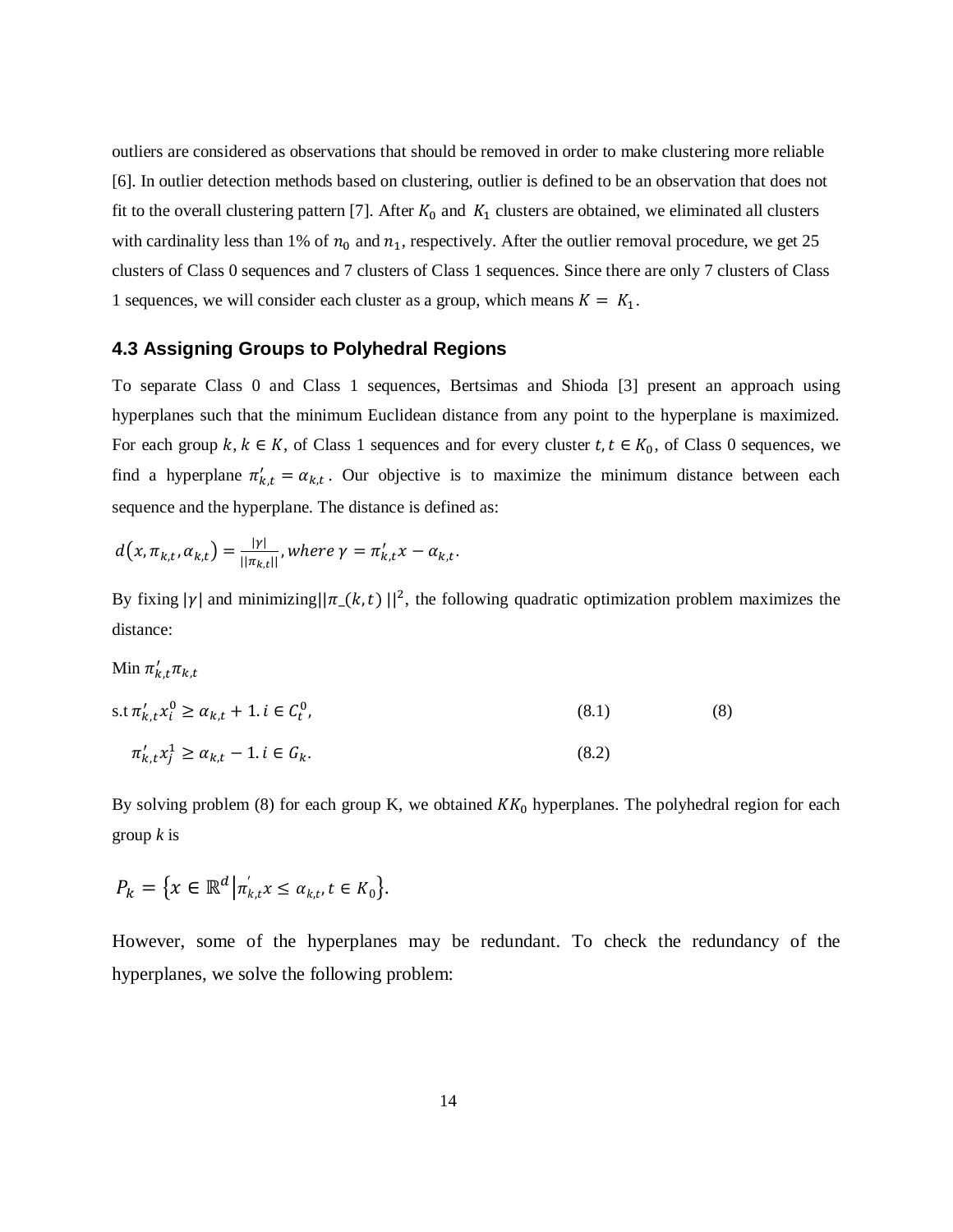outliers are considered as observations that should be removed in order to make clustering more reliable [6]. In outlier detection methods based on clustering, outlier is defined to be an observation that does not fit to the overall clustering pattern [7]. After $K_0$ and $K_1$ clusters are obtained, we eliminated all clusters with cardinality less than 1% of $n_0$ and $n_1$, respectively. After the outlier removal procedure, we get 25 clusters of Class 0 sequences and 7 clusters of Class 1 sequences. Since there are only 7 clusters of Class 1 sequences, we will consider each cluster as a group, which means $K = K_1$.

### 4.3 Assigning Groups to Polyhedral Regions

To separate Class 0 and Class 1 sequences, Bertsimas and Shioda [3] present an approach using hyperplanes such that the minimum Euclidean distance from any point to the hyperplane is maximized. For each group $k, k \in K$, of Class 1 sequences and for every cluster $t, t \in K_0$, of Class 0 sequences, we find a hyperplane $\pi'_{k,t} = \alpha_{k,t}$. Our objective is to maximize the minimum distance between each sequence and the hyperplane. The distance is defined as:

$$d(x, \pi_{k,t}, \alpha_{k,t}) = \frac{|\gamma|}{||\pi_{k,t}||}, where\ \gamma = \pi'_{k,t}x - \alpha_{k,t}.$$

By fixing $|\gamma|$ and minimizing$||\pi\_(k,t)\ ||^2$, the following quadratic optimization problem maximizes the distance:

$$\text{Min } \pi'_{k,t}\pi_{k,t}$$

$$\text{s.t } \pi'_{k,t}x_i^0 \geq \alpha_{k,t} + 1.\ i \in C_t^0, \qquad (8.1) \qquad (8)$$

$$\pi'_{k,t}x_j^1 \geq \alpha_{k,t} - 1.\ i \in G_k. \qquad (8.2)$$

By solving problem (8) for each group K, we obtained $KK_0$ hyperplanes. The polyhedral region for each group *k* is

$$P_k = \left\{x \in \mathbb{R}^d \middle| \pi'_{k,t}x \leq \alpha_{k,t}, t \in K_0\right\}.$$

However, some of the hyperplanes may be redundant. To check the redundancy of the hyperplanes, we solve the following problem: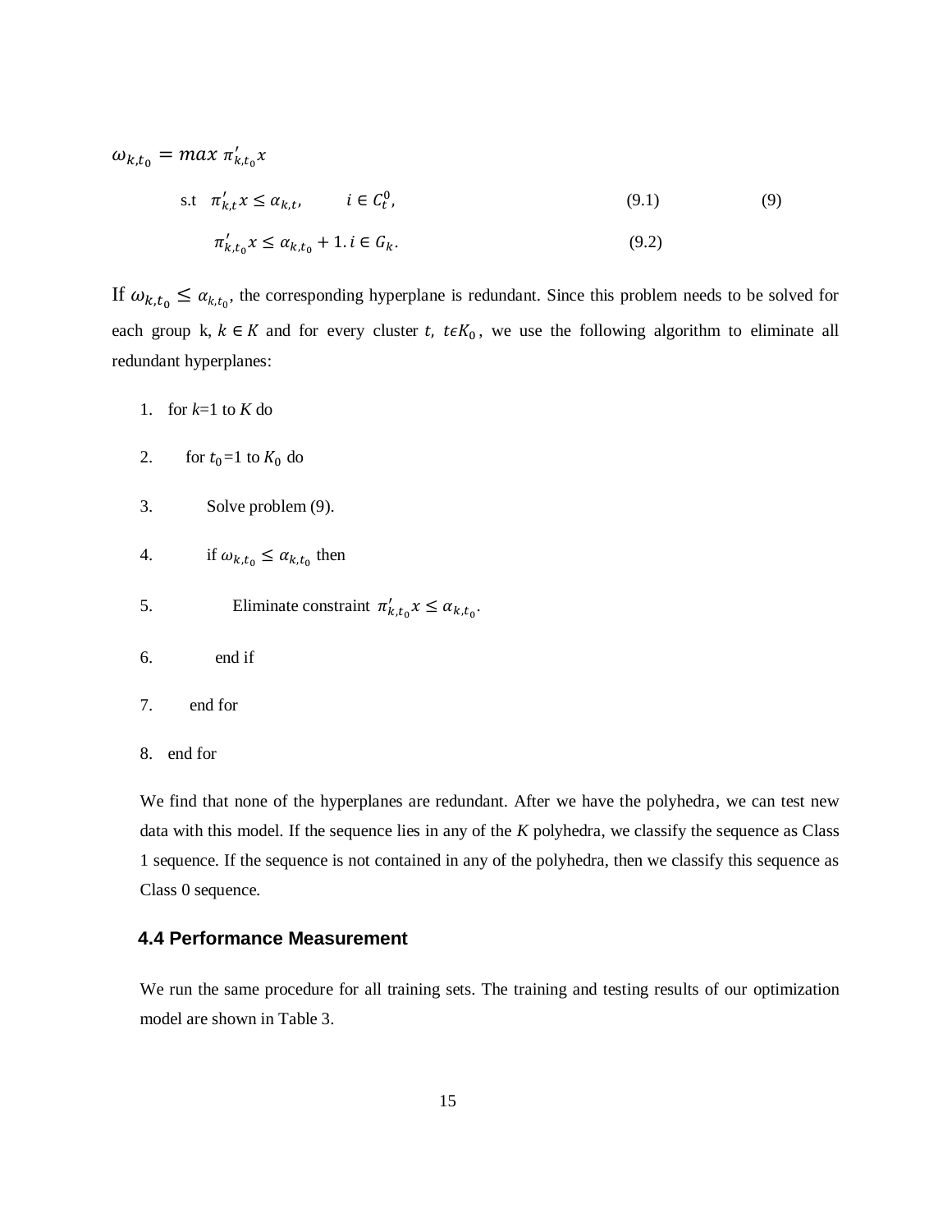$$
\begin{aligned}
\omega_{k,t_0} &= max\ \pi'_{k,t_0} x \\
\text{s.t}\quad \pi'_{k,t} x &\leq \alpha_{k,t}, \qquad i \in C_t^0, \qquad (9.1) \\
\pi'_{k,t_0} x &\leq \alpha_{k,t_0} + 1.\ i \in G_k. \qquad (9.2)
\end{aligned}
\tag{9}
$$

If $\omega_{k,t_0} \leq \alpha_{k,t_0}$, the corresponding hyperplane is redundant. Since this problem needs to be solved for each group k, $k \in K$ and for every cluster $t$, $t \epsilon K_0$, we use the following algorithm to eliminate all redundant hyperplanes:

1. for $k$=1 to $K$ do
2. for $t_0$=1 to $K_0$ do
3. Solve problem (9).
4. if $\omega_{k,t_0} \leq \alpha_{k,t_0}$ then
5. Eliminate constraint $\pi'_{k,t_0} x \leq \alpha_{k,t_0}$.
6. end if
7. end for
8. end for

We find that none of the hyperplanes are redundant. After we have the polyhedra, we can test new data with this model. If the sequence lies in any of the $K$ polyhedra, we classify the sequence as Class 1 sequence. If the sequence is not contained in any of the polyhedra, then we classify this sequence as Class 0 sequence.

## 4.4 Performance Measurement

We run the same procedure for all training sets. The training and testing results of our optimization model are shown in Table 3.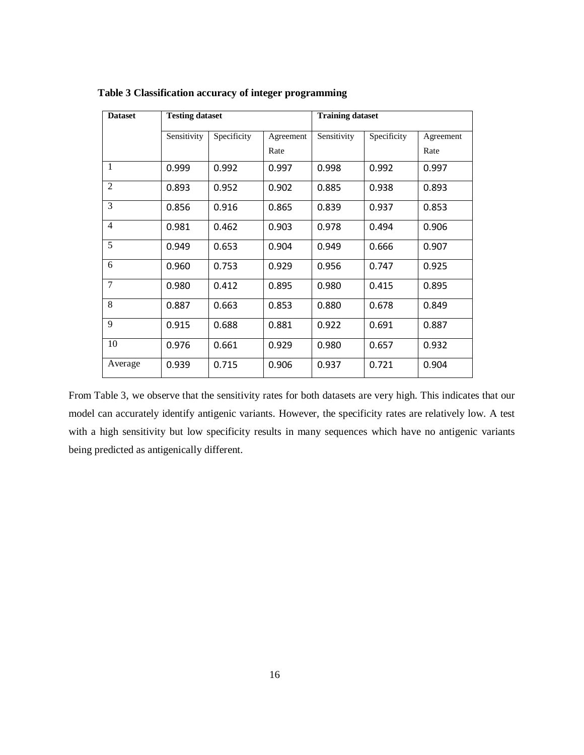**Table 3 Classification accuracy of integer programming**

| Dataset | Testing dataset | | | Training dataset | | |
|---|---|---|---|---|---|---|
| | Sensitivity | Specificity | Agreement Rate | Sensitivity | Specificity | Agreement Rate |
| 1 | 0.999 | 0.992 | 0.997 | 0.998 | 0.992 | 0.997 |
| 2 | 0.893 | 0.952 | 0.902 | 0.885 | 0.938 | 0.893 |
| 3 | 0.856 | 0.916 | 0.865 | 0.839 | 0.937 | 0.853 |
| 4 | 0.981 | 0.462 | 0.903 | 0.978 | 0.494 | 0.906 |
| 5 | 0.949 | 0.653 | 0.904 | 0.949 | 0.666 | 0.907 |
| 6 | 0.960 | 0.753 | 0.929 | 0.956 | 0.747 | 0.925 |
| 7 | 0.980 | 0.412 | 0.895 | 0.980 | 0.415 | 0.895 |
| 8 | 0.887 | 0.663 | 0.853 | 0.880 | 0.678 | 0.849 |
| 9 | 0.915 | 0.688 | 0.881 | 0.922 | 0.691 | 0.887 |
| 10 | 0.976 | 0.661 | 0.929 | 0.980 | 0.657 | 0.932 |
| Average | 0.939 | 0.715 | 0.906 | 0.937 | 0.721 | 0.904 |

From Table 3, we observe that the sensitivity rates for both datasets are very high. This indicates that our model can accurately identify antigenic variants. However, the specificity rates are relatively low. A test with a high sensitivity but low specificity results in many sequences which have no antigenic variants being predicted as antigenically different.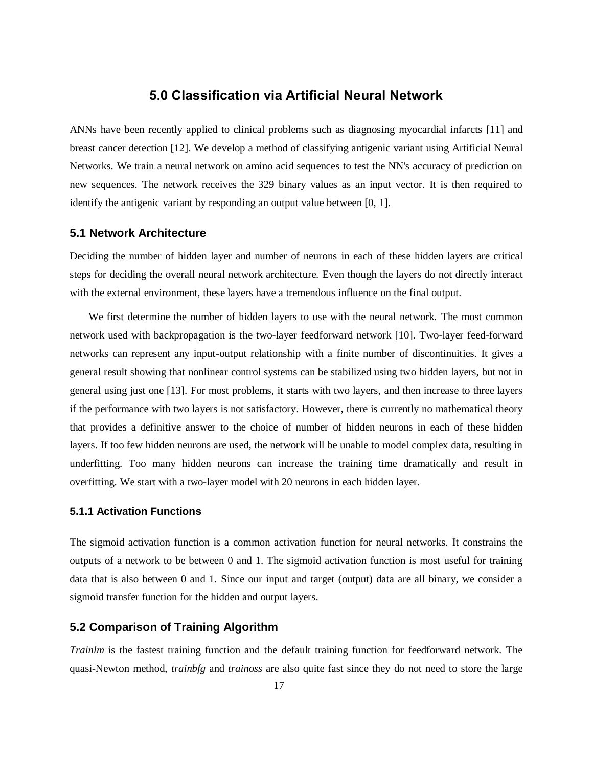# 5.0 Classification via Artificial Neural Network

ANNs have been recently applied to clinical problems such as diagnosing myocardial infarcts [11] and breast cancer detection [12]. We develop a method of classifying antigenic variant using Artificial Neural Networks. We train a neural network on amino acid sequences to test the NN's accuracy of prediction on new sequences. The network receives the 329 binary values as an input vector. It is then required to identify the antigenic variant by responding an output value between [0, 1].

## 5.1 Network Architecture

Deciding the number of hidden layer and number of neurons in each of these hidden layers are critical steps for deciding the overall neural network architecture. Even though the layers do not directly interact with the external environment, these layers have a tremendous influence on the final output.

We first determine the number of hidden layers to use with the neural network. The most common network used with backpropagation is the two-layer feedforward network [10]. Two-layer feed-forward networks can represent any input-output relationship with a finite number of discontinuities. It gives a general result showing that nonlinear control systems can be stabilized using two hidden layers, but not in general using just one [13]. For most problems, it starts with two layers, and then increase to three layers if the performance with two layers is not satisfactory. However, there is currently no mathematical theory that provides a definitive answer to the choice of number of hidden neurons in each of these hidden layers. If too few hidden neurons are used, the network will be unable to model complex data, resulting in underfitting. Too many hidden neurons can increase the training time dramatically and result in overfitting. We start with a two-layer model with 20 neurons in each hidden layer.

### 5.1.1 Activation Functions

The sigmoid activation function is a common activation function for neural networks. It constrains the outputs of a network to be between 0 and 1. The sigmoid activation function is most useful for training data that is also between 0 and 1. Since our input and target (output) data are all binary, we consider a sigmoid transfer function for the hidden and output layers.

## 5.2 Comparison of Training Algorithm

*Trainlm* is the fastest training function and the default training function for feedforward network. The quasi-Newton method, *trainbfg* and *trainoss* are also quite fast since they do not need to store the large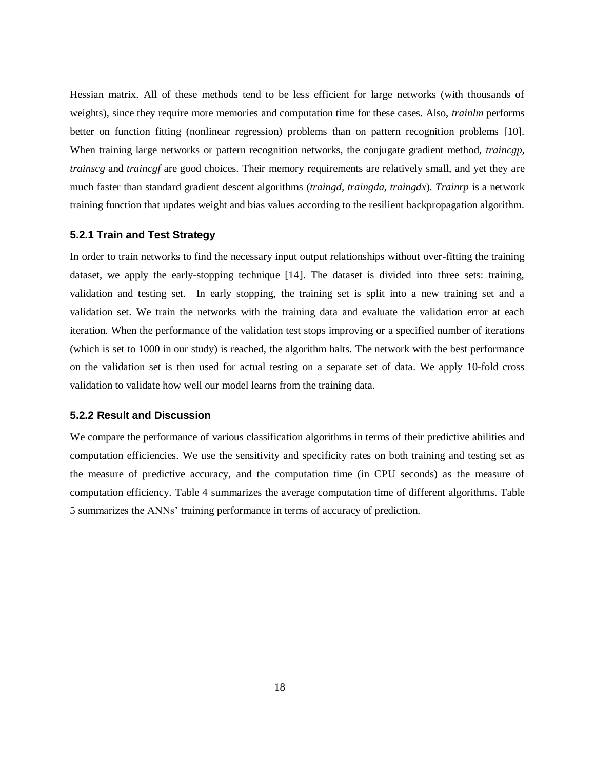Hessian matrix. All of these methods tend to be less efficient for large networks (with thousands of weights), since they require more memories and computation time for these cases. Also, *trainlm* performs better on function fitting (nonlinear regression) problems than on pattern recognition problems [10]. When training large networks or pattern recognition networks, the conjugate gradient method, *traincgp, trainscg* and *traincgf* are good choices. Their memory requirements are relatively small, and yet they are much faster than standard gradient descent algorithms (*traingd, traingda, traingdx*). *Trainrp* is a network training function that updates weight and bias values according to the resilient backpropagation algorithm.

### 5.2.1 Train and Test Strategy

In order to train networks to find the necessary input output relationships without over-fitting the training dataset, we apply the early-stopping technique [14]. The dataset is divided into three sets: training, validation and testing set. In early stopping, the training set is split into a new training set and a validation set. We train the networks with the training data and evaluate the validation error at each iteration. When the performance of the validation test stops improving or a specified number of iterations (which is set to 1000 in our study) is reached, the algorithm halts. The network with the best performance on the validation set is then used for actual testing on a separate set of data. We apply 10-fold cross validation to validate how well our model learns from the training data.

### 5.2.2 Result and Discussion

We compare the performance of various classification algorithms in terms of their predictive abilities and computation efficiencies. We use the sensitivity and specificity rates on both training and testing set as the measure of predictive accuracy, and the computation time (in CPU seconds) as the measure of computation efficiency. Table 4 summarizes the average computation time of different algorithms. Table 5 summarizes the ANNs' training performance in terms of accuracy of prediction.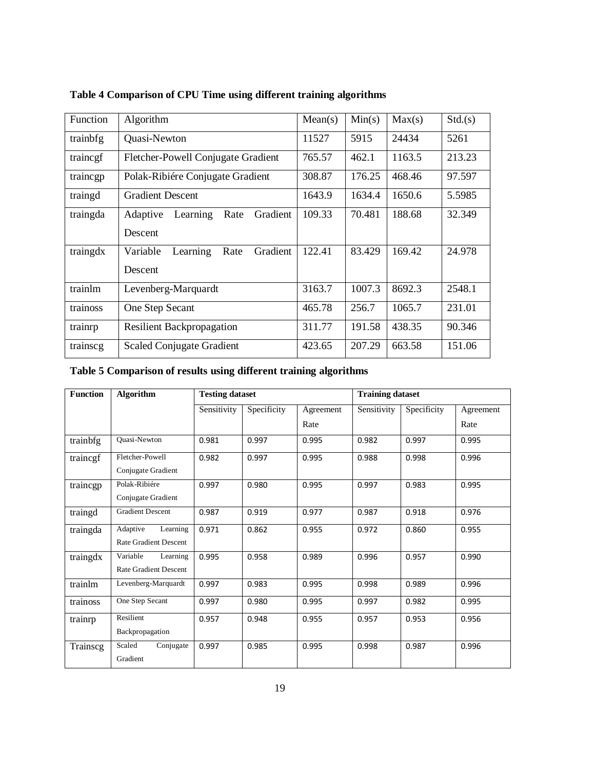**Table 4 Comparison of CPU Time using different training algorithms**

| Function | Algorithm | Mean(s) | Min(s) | Max(s) | Std.(s) |
|---|---|---|---|---|---|
| trainbfg | Quasi-Newton | 11527 | 5915 | 24434 | 5261 |
| traincgf | Fletcher-Powell Conjugate Gradient | 765.57 | 462.1 | 1163.5 | 213.23 |
| traincgp | Polak-Ribiére Conjugate Gradient | 308.87 | 176.25 | 468.46 | 97.597 |
| traingd | Gradient Descent | 1643.9 | 1634.4 | 1650.6 | 5.5985 |
| traingda | Adaptive Learning Rate Gradient Descent | 109.33 | 70.481 | 188.68 | 32.349 |
| traingdx | Variable Learning Rate Gradient Descent | 122.41 | 83.429 | 169.42 | 24.978 |
| trainlm | Levenberg-Marquardt | 3163.7 | 1007.3 | 8692.3 | 2548.1 |
| trainoss | One Step Secant | 465.78 | 256.7 | 1065.7 | 231.01 |
| trainrp | Resilient Backpropagation | 311.77 | 191.58 | 438.35 | 90.346 |
| trainscg | Scaled Conjugate Gradient | 423.65 | 207.29 | 663.58 | 151.06 |

**Table 5 Comparison of results using different training algorithms**

| **Function** | **Algorithm** | **Testing dataset** | | | **Training dataset** | | |
|---|---|---|---|---|---|---|---|
| | | Sensitivity | Specificity | Agreement Rate | Sensitivity | Specificity | Agreement Rate |
| trainbfg | Quasi-Newton | 0.981 | 0.997 | 0.995 | 0.982 | 0.997 | 0.995 |
| traincgf | Fletcher-Powell Conjugate Gradient | 0.982 | 0.997 | 0.995 | 0.988 | 0.998 | 0.996 |
| traincgp | Polak-Ribiére Conjugate Gradient | 0.997 | 0.980 | 0.995 | 0.997 | 0.983 | 0.995 |
| traingd | Gradient Descent | 0.987 | 0.919 | 0.977 | 0.987 | 0.918 | 0.976 |
| traingda | Adaptive Learning Rate Gradient Descent | 0.971 | 0.862 | 0.955 | 0.972 | 0.860 | 0.955 |
| traingdx | Variable Learning Rate Gradient Descent | 0.995 | 0.958 | 0.989 | 0.996 | 0.957 | 0.990 |
| trainlm | Levenberg-Marquardt | 0.997 | 0.983 | 0.995 | 0.998 | 0.989 | 0.996 |
| trainoss | One Step Secant | 0.997 | 0.980 | 0.995 | 0.997 | 0.982 | 0.995 |
| trainrp | Resilient Backpropagation | 0.957 | 0.948 | 0.955 | 0.957 | 0.953 | 0.956 |
| Trainscg | Scaled Conjugate Gradient | 0.997 | 0.985 | 0.995 | 0.998 | 0.987 | 0.996 |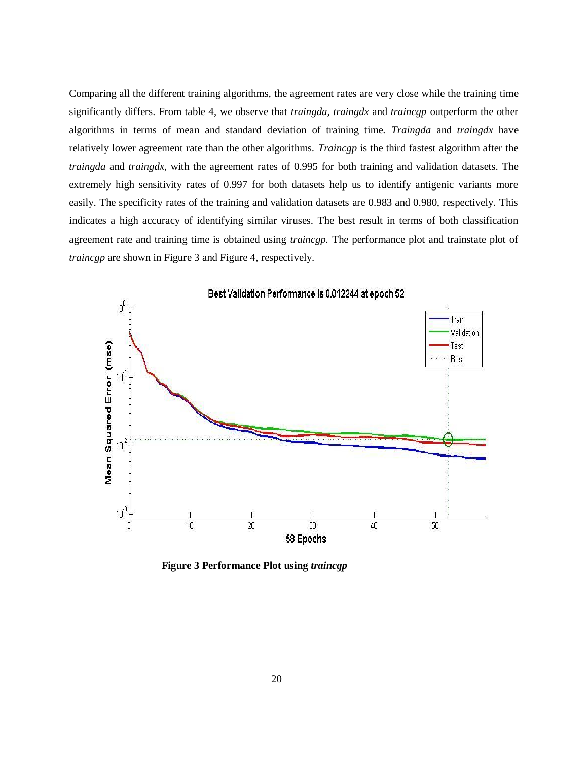Comparing all the different training algorithms, the agreement rates are very close while the training time significantly differs. From table 4, we observe that *traingda, traingdx* and *traincgp* outperform the other algorithms in terms of mean and standard deviation of training time. *Traingda* and *traingdx* have relatively lower agreement rate than the other algorithms. *Traincgp* is the third fastest algorithm after the *traingda* and *traingdx*, with the agreement rates of 0.995 for both training and validation datasets. The extremely high sensitivity rates of 0.997 for both datasets help us to identify antigenic variants more easily. The specificity rates of the training and validation datasets are 0.983 and 0.980, respectively. This indicates a high accuracy of identifying similar viruses. The best result in terms of both classification agreement rate and training time is obtained using *traincgp*. The performance plot and trainstate plot of *traincgp* are shown in Figure 3 and Figure 4, respectively.

**Figure 3 Performance Plot using *traincgp***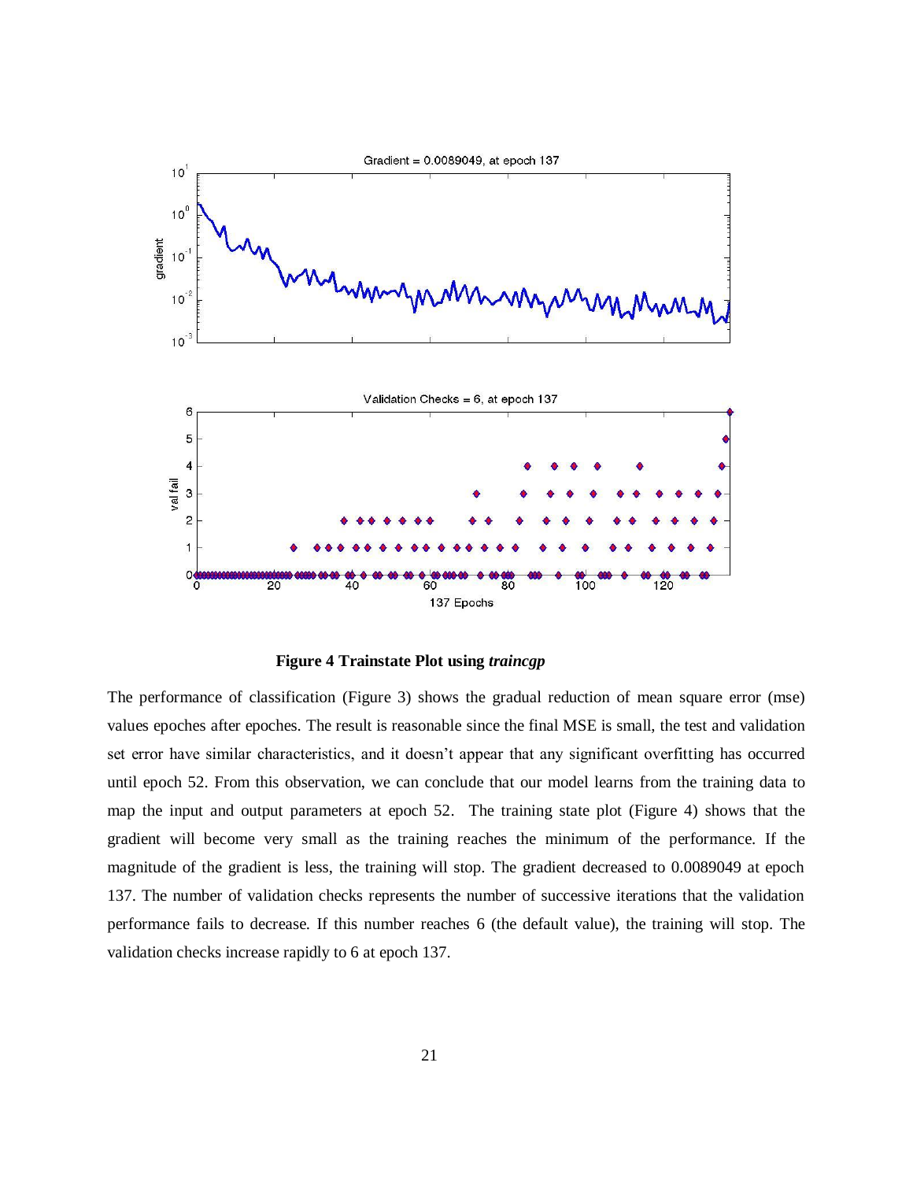**Figure 4 Trainstate Plot using *traincgp***

The performance of classification (Figure 3) shows the gradual reduction of mean square error (mse) values epoches after epoches. The result is reasonable since the final MSE is small, the test and validation set error have similar characteristics, and it doesn't appear that any significant overfitting has occurred until epoch 52. From this observation, we can conclude that our model learns from the training data to map the input and output parameters at epoch 52. The training state plot (Figure 4) shows that the gradient will become very small as the training reaches the minimum of the performance. If the magnitude of the gradient is less, the training will stop. The gradient decreased to 0.0089049 at epoch 137. The number of validation checks represents the number of successive iterations that the validation performance fails to decrease. If this number reaches 6 (the default value), the training will stop. The validation checks increase rapidly to 6 at epoch 137.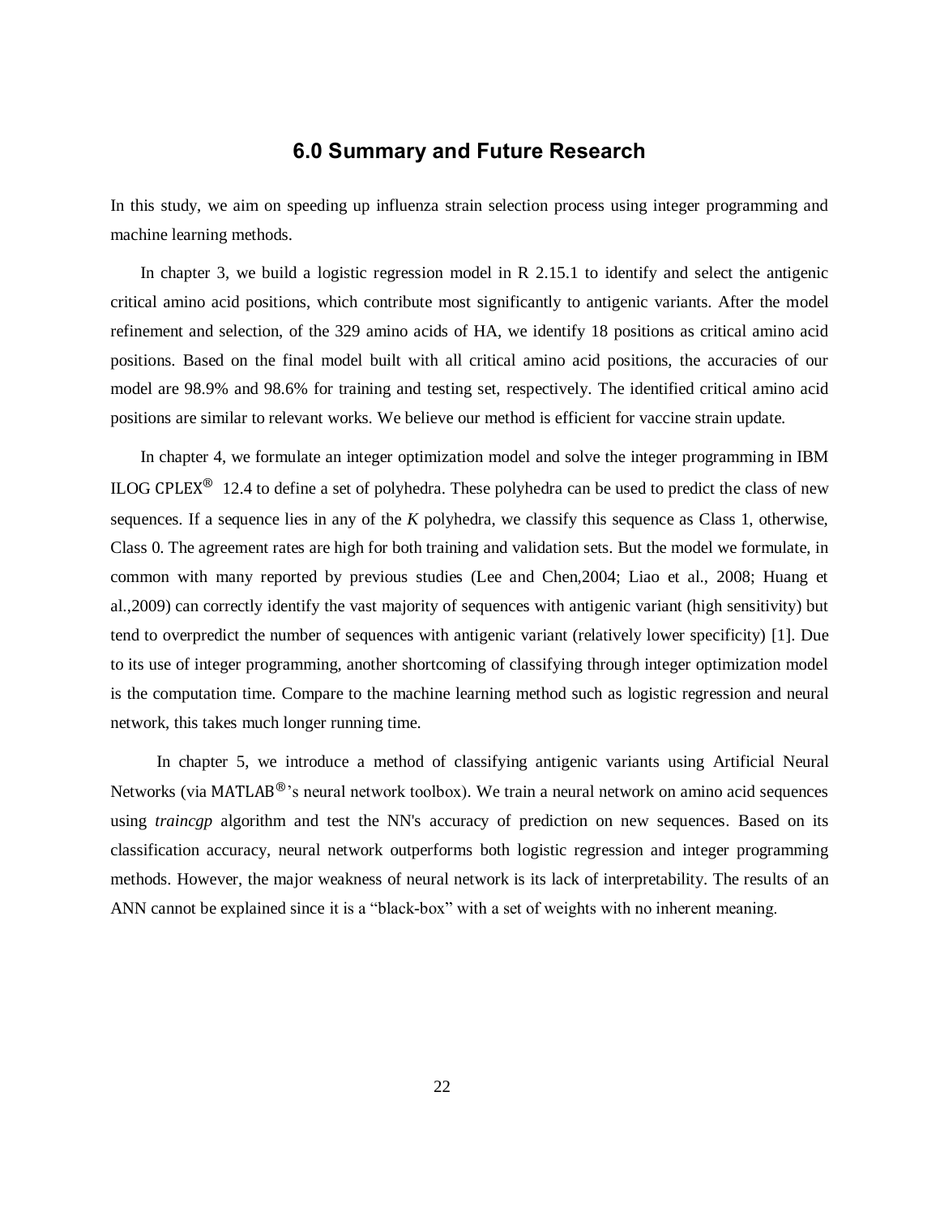## 6.0 Summary and Future Research

In this study, we aim on speeding up influenza strain selection process using integer programming and machine learning methods.

In chapter 3, we build a logistic regression model in R 2.15.1 to identify and select the antigenic critical amino acid positions, which contribute most significantly to antigenic variants. After the model refinement and selection, of the 329 amino acids of HA, we identify 18 positions as critical amino acid positions. Based on the final model built with all critical amino acid positions, the accuracies of our model are 98.9% and 98.6% for training and testing set, respectively. The identified critical amino acid positions are similar to relevant works. We believe our method is efficient for vaccine strain update.

In chapter 4, we formulate an integer optimization model and solve the integer programming in IBM ILOG CPLEX® 12.4 to define a set of polyhedra. These polyhedra can be used to predict the class of new sequences. If a sequence lies in any of the *K* polyhedra, we classify this sequence as Class 1, otherwise, Class 0. The agreement rates are high for both training and validation sets. But the model we formulate, in common with many reported by previous studies (Lee and Chen,2004; Liao et al., 2008; Huang et al.,2009) can correctly identify the vast majority of sequences with antigenic variant (high sensitivity) but tend to overpredict the number of sequences with antigenic variant (relatively lower specificity) [1]. Due to its use of integer programming, another shortcoming of classifying through integer optimization model is the computation time. Compare to the machine learning method such as logistic regression and neural network, this takes much longer running time.

In chapter 5, we introduce a method of classifying antigenic variants using Artificial Neural Networks (via MATLAB®'s neural network toolbox). We train a neural network on amino acid sequences using *traincgp* algorithm and test the NN's accuracy of prediction on new sequences. Based on its classification accuracy, neural network outperforms both logistic regression and integer programming methods. However, the major weakness of neural network is its lack of interpretability. The results of an ANN cannot be explained since it is a "black-box" with a set of weights with no inherent meaning.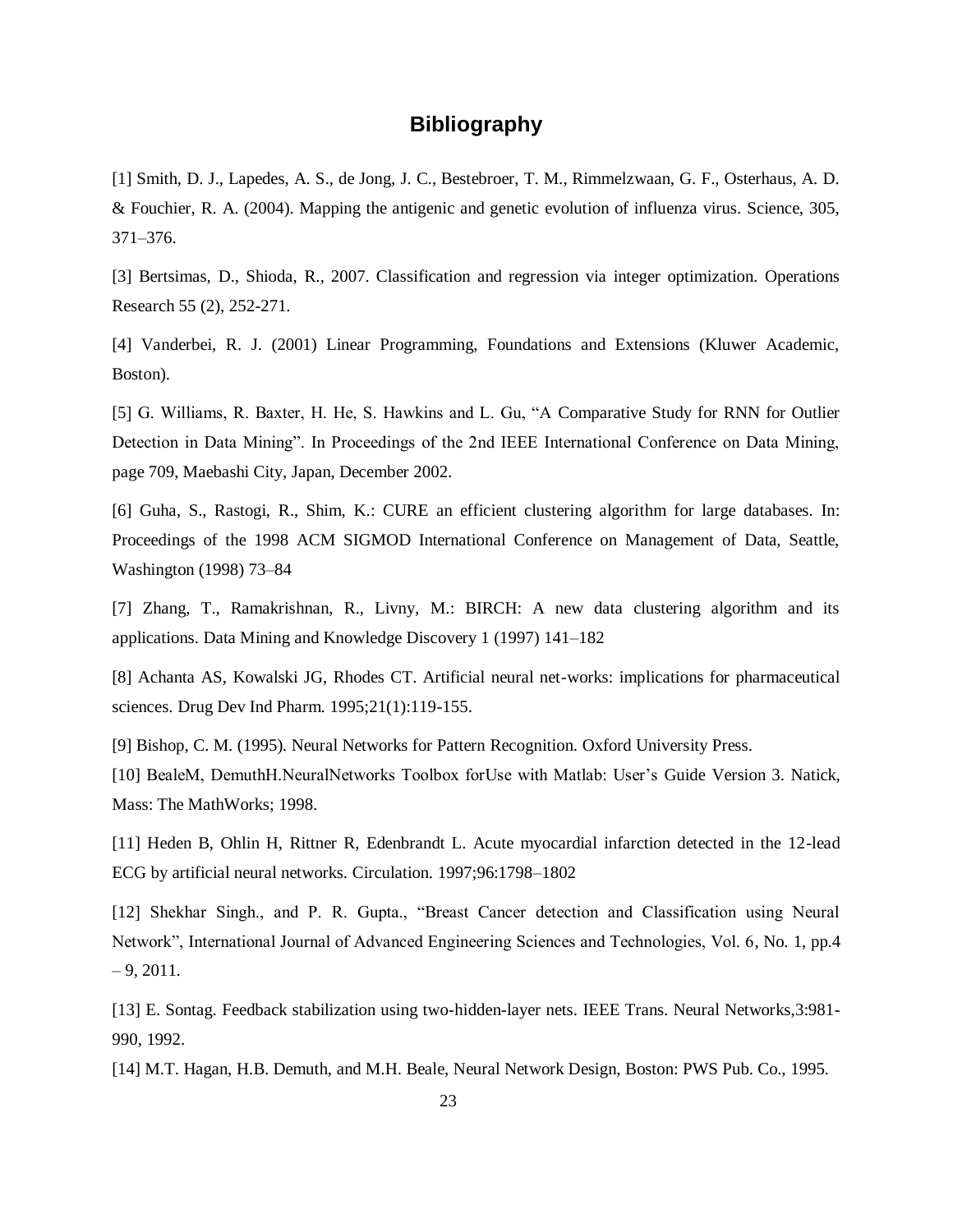# Bibliography

[1] Smith, D. J., Lapedes, A. S., de Jong, J. C., Bestebroer, T. M., Rimmelzwaan, G. F., Osterhaus, A. D. & Fouchier, R. A. (2004). Mapping the antigenic and genetic evolution of influenza virus. Science, 305, 371–376.

[3] Bertsimas, D., Shioda, R., 2007. Classification and regression via integer optimization. Operations Research 55 (2), 252-271.

[4] Vanderbei, R. J. (2001) Linear Programming, Foundations and Extensions (Kluwer Academic, Boston).

[5] G. Williams, R. Baxter, H. He, S. Hawkins and L. Gu, "A Comparative Study for RNN for Outlier Detection in Data Mining". In Proceedings of the 2nd IEEE International Conference on Data Mining, page 709, Maebashi City, Japan, December 2002.

[6] Guha, S., Rastogi, R., Shim, K.: CURE an efficient clustering algorithm for large databases. In: Proceedings of the 1998 ACM SIGMOD International Conference on Management of Data, Seattle, Washington (1998) 73–84

[7] Zhang, T., Ramakrishnan, R., Livny, M.: BIRCH: A new data clustering algorithm and its applications. Data Mining and Knowledge Discovery 1 (1997) 141–182

[8] Achanta AS, Kowalski JG, Rhodes CT. Artificial neural net-works: implications for pharmaceutical sciences. Drug Dev Ind Pharm. 1995;21(1):119-155.

[9] Bishop, C. M. (1995). Neural Networks for Pattern Recognition. Oxford University Press.

[10] BealeM, DemuthH.NeuralNetworks Toolbox forUse with Matlab: User's Guide Version 3. Natick, Mass: The MathWorks; 1998.

[11] Heden B, Ohlin H, Rittner R, Edenbrandt L. Acute myocardial infarction detected in the 12-lead ECG by artificial neural networks. Circulation. 1997;96:1798–1802

[12] Shekhar Singh., and P. R. Gupta., "Breast Cancer detection and Classification using Neural Network", International Journal of Advanced Engineering Sciences and Technologies, Vol. 6, No. 1, pp.4 – 9, 2011.

[13] E. Sontag. Feedback stabilization using two-hidden-layer nets. IEEE Trans. Neural Networks,3:981-990, 1992.

[14] M.T. Hagan, H.B. Demuth, and M.H. Beale, Neural Network Design, Boston: PWS Pub. Co., 1995.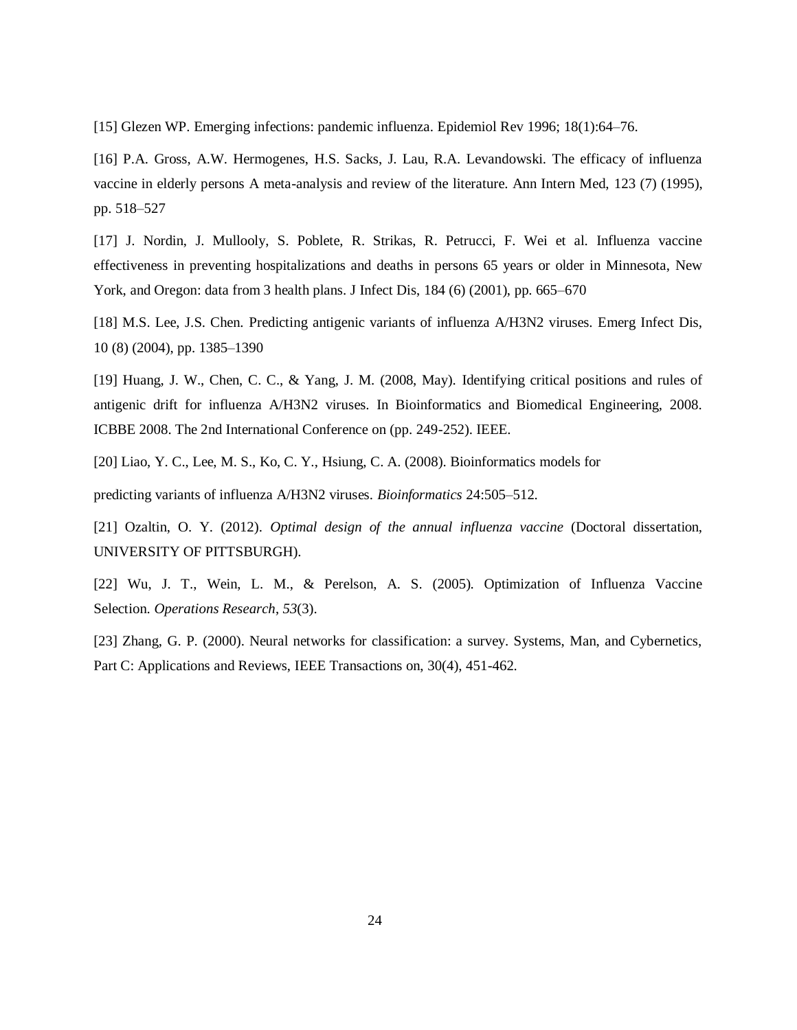[15] Glezen WP. Emerging infections: pandemic influenza. Epidemiol Rev 1996; 18(1):64–76.

[16] P.A. Gross, A.W. Hermogenes, H.S. Sacks, J. Lau, R.A. Levandowski. The efficacy of influenza vaccine in elderly persons A meta-analysis and review of the literature. Ann Intern Med, 123 (7) (1995), pp. 518–527

[17] J. Nordin, J. Mullooly, S. Poblete, R. Strikas, R. Petrucci, F. Wei et al. Influenza vaccine effectiveness in preventing hospitalizations and deaths in persons 65 years or older in Minnesota, New York, and Oregon: data from 3 health plans. J Infect Dis, 184 (6) (2001), pp. 665–670

[18] M.S. Lee, J.S. Chen. Predicting antigenic variants of influenza A/H3N2 viruses. Emerg Infect Dis, 10 (8) (2004), pp. 1385–1390

[19] Huang, J. W., Chen, C. C., & Yang, J. M. (2008, May). Identifying critical positions and rules of antigenic drift for influenza A/H3N2 viruses. In Bioinformatics and Biomedical Engineering, 2008. ICBBE 2008. The 2nd International Conference on (pp. 249-252). IEEE.

[20] Liao, Y. C., Lee, M. S., Ko, C. Y., Hsiung, C. A. (2008). Bioinformatics models for

predicting variants of influenza A/H3N2 viruses. *Bioinformatics* 24:505–512.

[21] Ozaltin, O. Y. (2012). *Optimal design of the annual influenza vaccine* (Doctoral dissertation, UNIVERSITY OF PITTSBURGH).

[22] Wu, J. T., Wein, L. M., & Perelson, A. S. (2005). Optimization of Influenza Vaccine Selection. *Operations Research*, *53*(3).

[23] Zhang, G. P. (2000). Neural networks for classification: a survey. Systems, Man, and Cybernetics, Part C: Applications and Reviews, IEEE Transactions on, 30(4), 451-462.